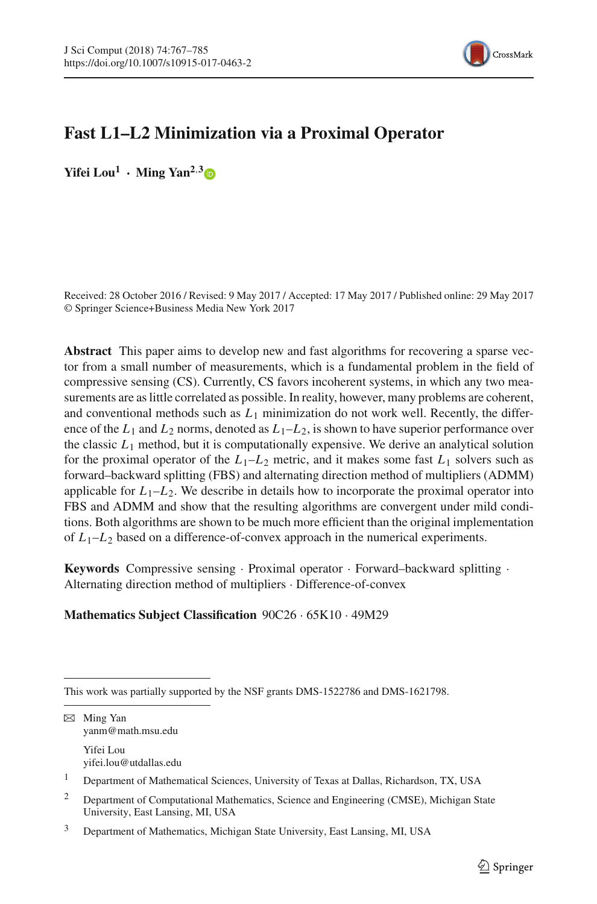# Fast L1–L2 Minimization via a Proximal Operator

**Yifei Lou**[1] **· Ming Yan**[2,3]

Received: 28 October 2016 / Revised: 9 May 2017 / Accepted: 17 May 2017 / Published online: 29 May 2017
© Springer Science+Business Media New York 2017

**Abstract** This paper aims to develop new and fast algorithms for recovering a sparse vector from a small number of measurements, which is a fundamental problem in the field of compressive sensing (CS). Currently, CS favors incoherent systems, in which any two measurements are as little correlated as possible. In reality, however, many problems are coherent, and conventional methods such as $L_1$ minimization do not work well. Recently, the difference of the $L_1$ and $L_2$ norms, denoted as $L_1$–$L_2$, is shown to have superior performance over the classic $L_1$ method, but it is computationally expensive. We derive an analytical solution for the proximal operator of the $L_1$–$L_2$ metric, and it makes some fast $L_1$ solvers such as forward–backward splitting (FBS) and alternating direction method of multipliers (ADMM) applicable for $L_1$–$L_2$. We describe in details how to incorporate the proximal operator into FBS and ADMM and show that the resulting algorithms are convergent under mild conditions. Both algorithms are shown to be much more efficient than the original implementation of $L_1$–$L_2$ based on a difference-of-convex approach in the numerical experiments.

**Keywords** Compressive sensing · Proximal operator · Forward–backward splitting · Alternating direction method of multipliers · Difference-of-convex

**Mathematics Subject Classification** 90C26 · 65K10 · 49M29

This work was partially supported by the NSF grants DMS-1522786 and DMS-1621798.

✉ Ming Yan
yanm@math.msu.edu

Yifei Lou
yifei.lou@utdallas.edu

[1] Department of Mathematical Sciences, University of Texas at Dallas, Richardson, TX, USA

[2] Department of Computational Mathematics, Science and Engineering (CMSE), Michigan State University, East Lansing, MI, USA

[3] Department of Mathematics, Michigan State University, East Lansing, MI, USA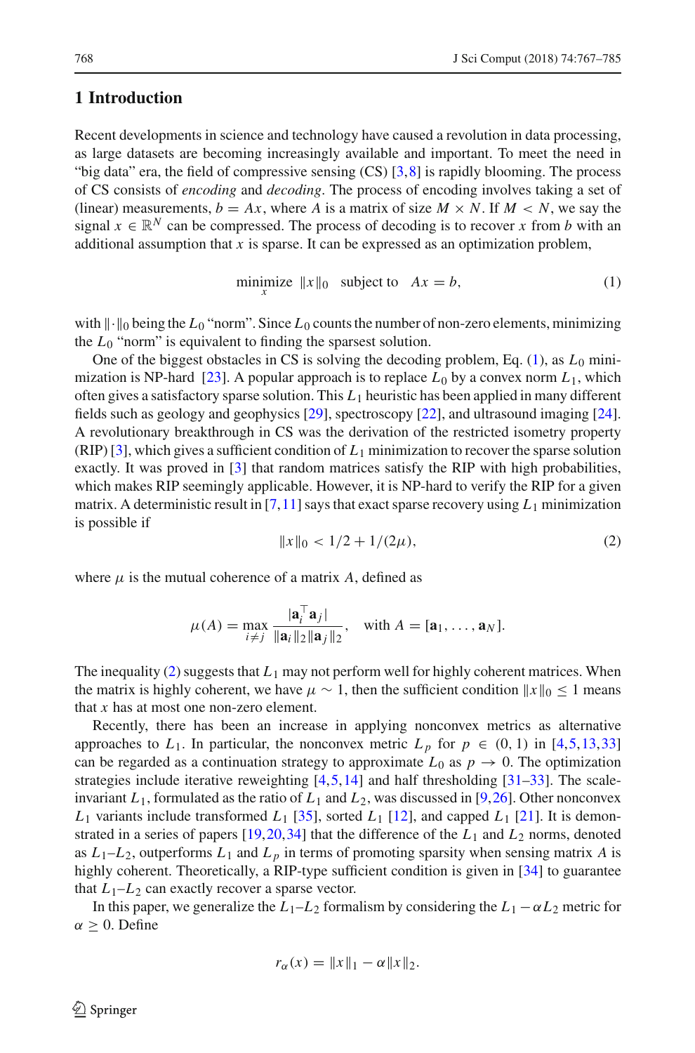## 1 Introduction

Recent developments in science and technology have caused a revolution in data processing, as large datasets are becoming increasingly available and important. To meet the need in "big data" era, the field of compressive sensing (CS) [3,8] is rapidly blooming. The process of CS consists of *encoding* and *decoding*. The process of encoding involves taking a set of (linear) measurements, $b = Ax$, where $A$ is a matrix of size $M \times N$. If $M < N$, we say the signal $x \in \mathbb{R}^N$ can be compressed. The process of decoding is to recover $x$ from $b$ with an additional assumption that $x$ is sparse. It can be expressed as an optimization problem,

$$\underset{x}{\text{minimize}} \;\; \|x\|_0 \quad \text{subject to} \quad Ax = b, \tag{1}$$

with $\|\cdot\|_0$ being the $L_0$ "norm". Since $L_0$ counts the number of non-zero elements, minimizing the $L_0$ "norm" is equivalent to finding the sparsest solution.

One of the biggest obstacles in CS is solving the decoding problem, Eq. (1), as $L_0$ minimization is NP-hard [23]. A popular approach is to replace $L_0$ by a convex norm $L_1$, which often gives a satisfactory sparse solution. This $L_1$ heuristic has been applied in many different fields such as geology and geophysics [29], spectroscopy [22], and ultrasound imaging [24]. A revolutionary breakthrough in CS was the derivation of the restricted isometry property (RIP) [3], which gives a sufficient condition of $L_1$ minimization to recover the sparse solution exactly. It was proved in [3] that random matrices satisfy the RIP with high probabilities, which makes RIP seemingly applicable. However, it is NP-hard to verify the RIP for a given matrix. A deterministic result in [7,11] says that exact sparse recovery using $L_1$ minimization is possible if

$$\|x\|_0 < 1/2 + 1/(2\mu), \tag{2}$$

where $\mu$ is the mutual coherence of a matrix $A$, defined as

$$\mu(A) = \max_{i \neq j} \frac{|\mathbf{a}_i^\top \mathbf{a}_j|}{\|\mathbf{a}_i\|_2 \|\mathbf{a}_j\|_2}, \quad \text{with } A = [\mathbf{a}_1, \ldots, \mathbf{a}_N].$$

The inequality (2) suggests that $L_1$ may not perform well for highly coherent matrices. When the matrix is highly coherent, we have $\mu \sim 1$, then the sufficient condition $\|x\|_0 \leq 1$ means that $x$ has at most one non-zero element.

Recently, there has been an increase in applying nonconvex metrics as alternative approaches to $L_1$. In particular, the nonconvex metric $L_p$ for $p \in (0, 1)$ in [4,5,13,33] can be regarded as a continuation strategy to approximate $L_0$ as $p \to 0$. The optimization strategies include iterative reweighting [4,5,14] and half thresholding [31–33]. The scale-invariant $L_1$, formulated as the ratio of $L_1$ and $L_2$, was discussed in [9,26]. Other nonconvex $L_1$ variants include transformed $L_1$ [35], sorted $L_1$ [12], and capped $L_1$ [21]. It is demonstrated in a series of papers [19,20,34] that the difference of the $L_1$ and $L_2$ norms, denoted as $L_1$–$L_2$, outperforms $L_1$ and $L_p$ in terms of promoting sparsity when sensing matrix $A$ is highly coherent. Theoretically, a RIP-type sufficient condition is given in [34] to guarantee that $L_1$–$L_2$ can exactly recover a sparse vector.

In this paper, we generalize the $L_1$–$L_2$ formalism by considering the $L_1 - \alpha L_2$ metric for $\alpha \geq 0$. Define

$$r_\alpha(x) = \|x\|_1 - \alpha \|x\|_2.$$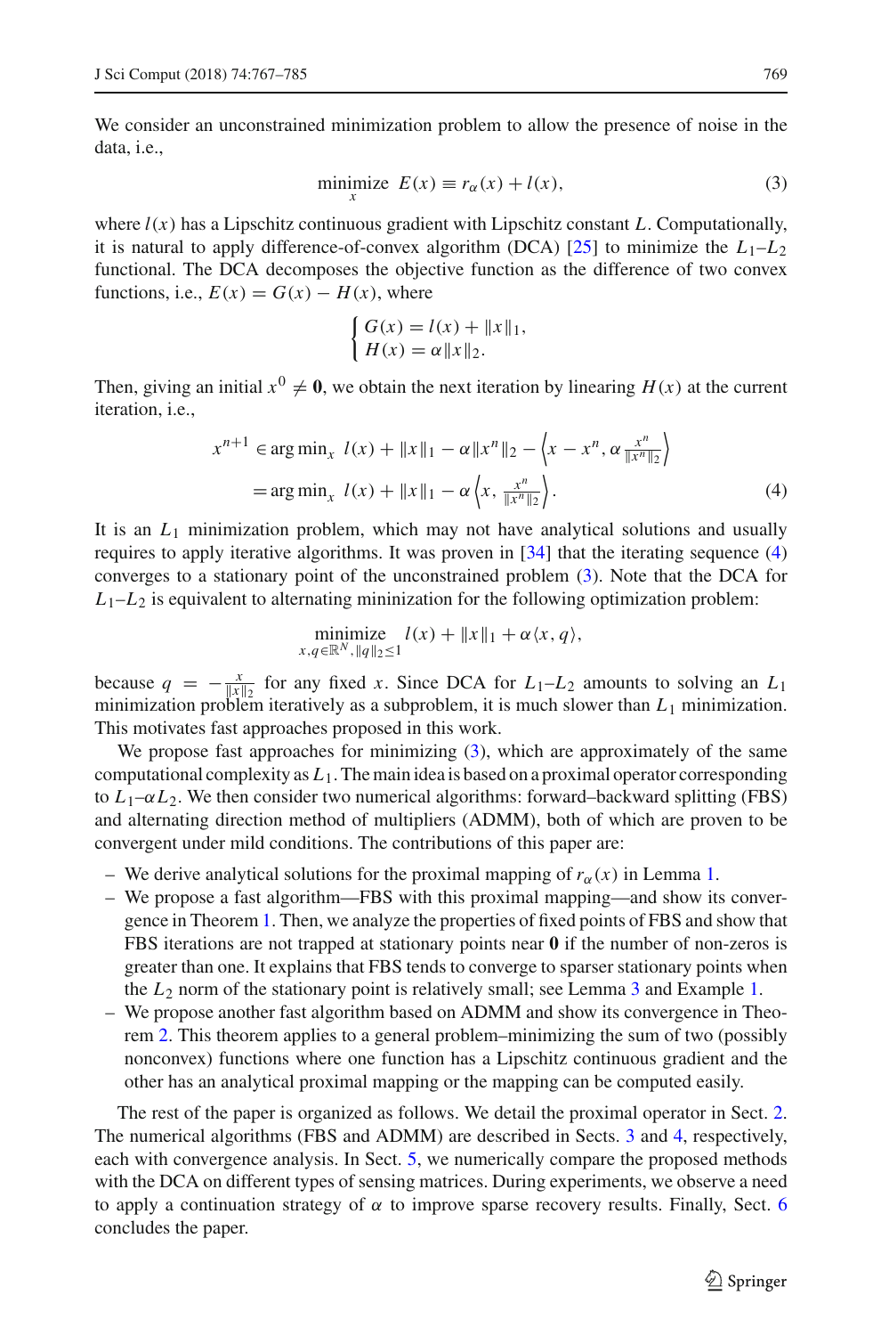We consider an unconstrained minimization problem to allow the presence of noise in the data, i.e.,

$$\underset{x}{\text{minimize}} \;\; E(x) \equiv r_\alpha(x) + l(x), \tag{3}$$

where $l(x)$ has a Lipschitz continuous gradient with Lipschitz constant $L$. Computationally, it is natural to apply difference-of-convex algorithm (DCA) [25] to minimize the $L_1$–$L_2$ functional. The DCA decomposes the objective function as the difference of two convex functions, i.e., $E(x) = G(x) - H(x)$, where

$$\begin{cases} G(x) = l(x) + \|x\|_1, \\ H(x) = \alpha \|x\|_2. \end{cases}$$

Then, giving an initial $x^0 \neq \mathbf{0}$, we obtain the next iteration by linearing $H(x)$ at the current iteration, i.e.,

$$\begin{aligned} x^{n+1} &\in \arg\min_x \; l(x) + \|x\|_1 - \alpha\|x^n\|_2 - \left\langle x - x^n, \alpha \frac{x^n}{\|x^n\|_2} \right\rangle \\ &= \arg\min_x \; l(x) + \|x\|_1 - \alpha \left\langle x, \frac{x^n}{\|x^n\|_2} \right\rangle. \end{aligned} \tag{4}$$

It is an $L_1$ minimization problem, which may not have analytical solutions and usually requires to apply iterative algorithms. It was proven in [34] that the iterating sequence (4) converges to a stationary point of the unconstrained problem (3). Note that the DCA for $L_1$–$L_2$ is equivalent to alternating mininization for the following optimization problem:

$$\underset{x, q \in \mathbb{R}^N, \|q\|_2 \le 1}{\text{minimize}} \;\; l(x) + \|x\|_1 + \alpha \langle x, q \rangle,$$

because $q = -\frac{x}{\|x\|_2}$ for any fixed $x$. Since DCA for $L_1$–$L_2$ amounts to solving an $L_1$ minimization problem iteratively as a subproblem, it is much slower than $L_1$ minimization. This motivates fast approaches proposed in this work.

We propose fast approaches for minimizing (3), which are approximately of the same computational complexity as $L_1$. The main idea is based on a proximal operator corresponding to $L_1$–$\alpha L_2$. We then consider two numerical algorithms: forward–backward splitting (FBS) and alternating direction method of multipliers (ADMM), both of which are proven to be convergent under mild conditions. The contributions of this paper are:

- We derive analytical solutions for the proximal mapping of $r_\alpha(x)$ in Lemma 1.
- We propose a fast algorithm—FBS with this proximal mapping—and show its convergence in Theorem 1. Then, we analyze the properties of fixed points of FBS and show that FBS iterations are not trapped at stationary points near $\mathbf{0}$ if the number of non-zeros is greater than one. It explains that FBS tends to converge to sparser stationary points when the $L_2$ norm of the stationary point is relatively small; see Lemma 3 and Example 1.
- We propose another fast algorithm based on ADMM and show its convergence in Theorem 2. This theorem applies to a general problem–minimizing the sum of two (possibly nonconvex) functions where one function has a Lipschitz continuous gradient and the other has an analytical proximal mapping or the mapping can be computed easily.

The rest of the paper is organized as follows. We detail the proximal operator in Sect. 2. The numerical algorithms (FBS and ADMM) are described in Sects. 3 and 4, respectively, each with convergence analysis. In Sect. 5, we numerically compare the proposed methods with the DCA on different types of sensing matrices. During experiments, we observe a need to apply a continuation strategy of $\alpha$ to improve sparse recovery results. Finally, Sect. 6 concludes the paper.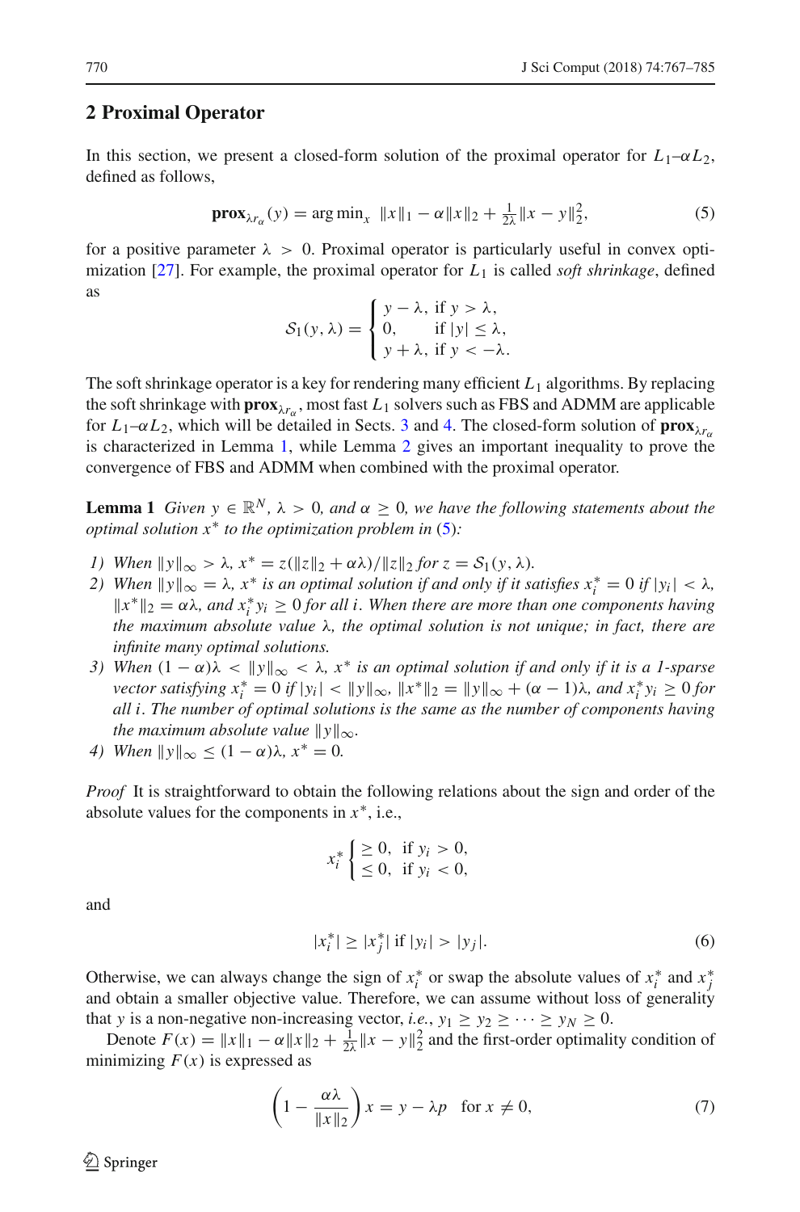## 2 Proximal Operator

In this section, we present a closed-form solution of the proximal operator for $L_1$–$\alpha L_2$, defined as follows,

$$\mathbf{prox}_{\lambda r_\alpha}(y) = \arg\min_x \ \|x\|_1 - \alpha\|x\|_2 + \tfrac{1}{2\lambda}\|x-y\|_2^2, \tag{5}$$

for a positive parameter $\lambda > 0$. Proximal operator is particularly useful in convex optimization [27]. For example, the proximal operator for $L_1$ is called *soft shrinkage*, defined as

$$\mathcal{S}_1(y,\lambda) = \begin{cases} y-\lambda, & \text{if } y > \lambda, \\ 0, & \text{if } |y| \le \lambda, \\ y+\lambda, & \text{if } y < -\lambda. \end{cases}$$

The soft shrinkage operator is a key for rendering many efficient $L_1$ algorithms. By replacing the soft shrinkage with $\mathbf{prox}_{\lambda r_\alpha}$, most fast $L_1$ solvers such as FBS and ADMM are applicable for $L_1$–$\alpha L_2$, which will be detailed in Sects. 3 and 4. The closed-form solution of $\mathbf{prox}_{\lambda r_\alpha}$ is characterized in Lemma 1, while Lemma 2 gives an important inequality to prove the convergence of FBS and ADMM when combined with the proximal operator.

**Lemma 1** *Given $y \in \mathbb{R}^N$, $\lambda > 0$, and $\alpha \ge 0$, we have the following statements about the optimal solution $x^*$ to the optimization problem in (5):*

1) *When $\|y\|_\infty > \lambda$, $x^* = z(\|z\|_2 + \alpha\lambda)/\|z\|_2$ for $z = \mathcal{S}_1(y,\lambda)$.*
2) *When $\|y\|_\infty = \lambda$, $x^*$ is an optimal solution if and only if it satisfies $x_i^* = 0$ if $|y_i| < \lambda$, $\|x^*\|_2 = \alpha\lambda$, and $x_i^* y_i \ge 0$ for all $i$. When there are more than one components having the maximum absolute value $\lambda$, the optimal solution is not unique; in fact, there are infinite many optimal solutions.*
3) *When $(1-\alpha)\lambda < \|y\|_\infty < \lambda$, $x^*$ is an optimal solution if and only if it is a 1-sparse vector satisfying $x_i^* = 0$ if $|y_i| < \|y\|_\infty$, $\|x^*\|_2 = \|y\|_\infty + (\alpha-1)\lambda$, and $x_i^* y_i \ge 0$ for all $i$. The number of optimal solutions is the same as the number of components having the maximum absolute value $\|y\|_\infty$.*
4) *When $\|y\|_\infty \le (1-\alpha)\lambda$, $x^* = 0$.*

*Proof* It is straightforward to obtain the following relations about the sign and order of the absolute values for the components in $x^*$, i.e.,

$$x_i^* \begin{cases} \ge 0, & \text{if } y_i > 0, \\ \le 0, & \text{if } y_i < 0, \end{cases}$$

and

$$|x_i^*| \ge |x_j^*| \text{ if } |y_i| > |y_j|. \tag{6}$$

Otherwise, we can always change the sign of $x_i^*$ or swap the absolute values of $x_i^*$ and $x_j^*$ and obtain a smaller objective value. Therefore, we can assume without loss of generality that $y$ is a non-negative non-increasing vector, *i.e.*, $y_1 \ge y_2 \ge \cdots \ge y_N \ge 0$.

Denote $F(x) = \|x\|_1 - \alpha\|x\|_2 + \frac{1}{2\lambda}\|x-y\|_2^2$ and the first-order optimality condition of minimizing $F(x)$ is expressed as

$$\left(1 - \frac{\alpha\lambda}{\|x\|_2}\right)x = y - \lambda p \quad \text{for } x \ne 0, \tag{7}$$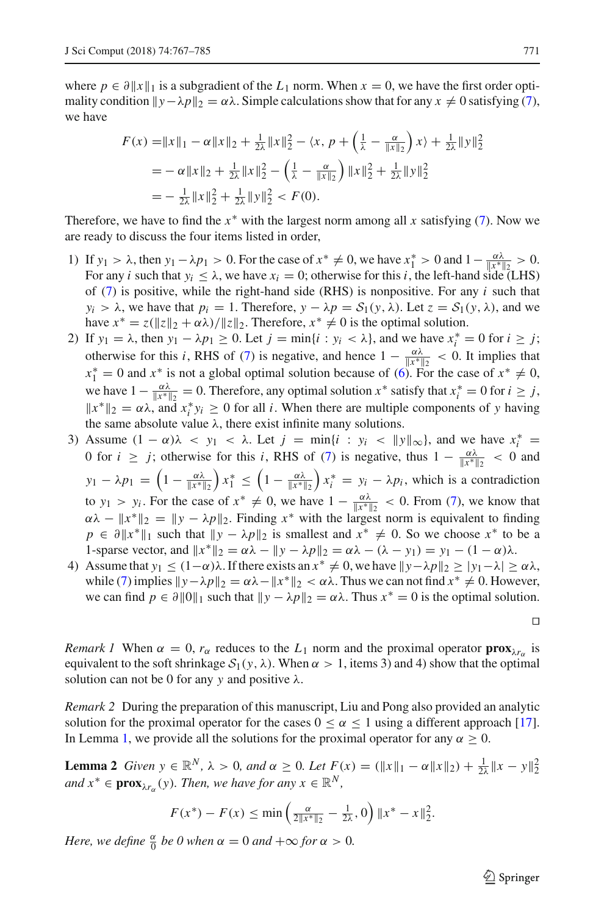where $p \in \partial\|x\|_1$ is a subgradient of the $L_1$ norm. When $x = 0$, we have the first order optimality condition $\|y - \lambda p\|_2 = \alpha\lambda$. Simple calculations show that for any $x \neq 0$ satisfying (7), we have

$$
\begin{aligned}
F(x) =& \|x\|_1 - \alpha\|x\|_2 + \tfrac{1}{2\lambda}\|x\|_2^2 - \langle x, p + \left(\tfrac{1}{\lambda} - \tfrac{\alpha}{\|x\|_2}\right) x\rangle + \tfrac{1}{2\lambda}\|y\|_2^2 \\
=& -\alpha\|x\|_2 + \tfrac{1}{2\lambda}\|x\|_2^2 - \left(\tfrac{1}{\lambda} - \tfrac{\alpha}{\|x\|_2}\right)\|x\|_2^2 + \tfrac{1}{2\lambda}\|y\|_2^2 \\
=& -\tfrac{1}{2\lambda}\|x\|_2^2 + \tfrac{1}{2\lambda}\|y\|_2^2 < F(0).
\end{aligned}
$$

Therefore, we have to find the $x^*$ with the largest norm among all $x$ satisfying (7). Now we are ready to discuss the four items listed in order,

1) If $y_1 > \lambda$, then $y_1 - \lambda p_1 > 0$. For the case of $x^* \neq 0$, we have $x_1^* > 0$ and $1 - \frac{\alpha\lambda}{\|x^*\|_2} > 0$. For any $i$ such that $y_i \leq \lambda$, we have $x_i = 0$; otherwise for this $i$, the left-hand side (LHS) of (7) is positive, while the right-hand side (RHS) is nonpositive. For any $i$ such that $y_i > \lambda$, we have that $p_i = 1$. Therefore, $y - \lambda p = \mathcal{S}_1(y, \lambda)$. Let $z = \mathcal{S}_1(y, \lambda)$, and we have $x^* = z(\|z\|_2 + \alpha\lambda)/\|z\|_2$. Therefore, $x^* \neq 0$ is the optimal solution.
2) If $y_1 = \lambda$, then $y_1 - \lambda p_1 \geq 0$. Let $j = \min\{i : y_i < \lambda\}$, and we have $x_i^* = 0$ for $i \geq j$; otherwise for this $i$, RHS of (7) is negative, and hence $1 - \frac{\alpha\lambda}{\|x^*\|_2} < 0$. It implies that $x_1^* = 0$ and $x^*$ is not a global optimal solution because of (6). For the case of $x^* \neq 0$, we have $1 - \frac{\alpha\lambda}{\|x^*\|_2} = 0$. Therefore, any optimal solution $x^*$ satisfy that $x_i^* = 0$ for $i \geq j$, $\|x^*\|_2 = \alpha\lambda$, and $x_i^* y_i \geq 0$ for all $i$. When there are multiple components of $y$ having the same absolute value $\lambda$, there exist infinite many solutions.
3) Assume $(1 - \alpha)\lambda < y_1 < \lambda$. Let $j = \min\{i : y_i < \|y\|_\infty\}$, and we have $x_i^* = 0$ for $i \geq j$; otherwise for this $i$, RHS of (7) is negative, thus $1 - \frac{\alpha\lambda}{\|x^*\|_2} < 0$ and $y_1 - \lambda p_1 = \left(1 - \frac{\alpha\lambda}{\|x^*\|_2}\right) x_1^* \leq \left(1 - \frac{\alpha\lambda}{\|x^*\|_2}\right) x_i^* = y_i - \lambda p_i$, which is a contradiction to $y_1 > y_i$. For the case of $x^* \neq 0$, we have $1 - \frac{\alpha\lambda}{\|x^*\|_2} < 0$. From (7), we know that $\alpha\lambda - \|x^*\|_2 = \|y - \lambda p\|_2$. Finding $x^*$ with the largest norm is equivalent to finding $p \in \partial\|x^*\|_1$ such that $\|y - \lambda p\|_2$ is smallest and $x^* \neq 0$. So we choose $x^*$ to be a 1-sparse vector, and $\|x^*\|_2 = \alpha\lambda - \|y - \lambda p\|_2 = \alpha\lambda - (\lambda - y_1) = y_1 - (1 - \alpha)\lambda$.
4) Assume that $y_1 \leq (1-\alpha)\lambda$. If there exists an $x^* \neq 0$, we have $\|y - \lambda p\|_2 \geq |y_1 - \lambda| \geq \alpha\lambda$, while (7) implies $\|y - \lambda p\|_2 = \alpha\lambda - \|x^*\|_2 < \alpha\lambda$. Thus we can not find $x^* \neq 0$. However, we can find $p \in \partial\|0\|_1$ such that $\|y - \lambda p\|_2 = \alpha\lambda$. Thus $x^* = 0$ is the optimal solution.

□

*Remark 1* When $\alpha = 0$, $r_\alpha$ reduces to the $L_1$ norm and the proximal operator $\mathbf{prox}_{\lambda r_\alpha}$ is equivalent to the soft shrinkage $\mathcal{S}_1(y, \lambda)$. When $\alpha > 1$, items 3) and 4) show that the optimal solution can not be 0 for any $y$ and positive $\lambda$.

*Remark 2* During the preparation of this manuscript, Liu and Pong also provided an analytic solution for the proximal operator for the cases $0 \leq \alpha \leq 1$ using a different approach [17]. In Lemma 1, we provide all the solutions for the proximal operator for any $\alpha \geq 0$.

**Lemma 2** *Given $y \in \mathbb{R}^N$, $\lambda > 0$, and $\alpha \geq 0$. Let $F(x) = (\|x\|_1 - \alpha\|x\|_2) + \frac{1}{2\lambda}\|x - y\|_2^2$ and $x^* \in \mathbf{prox}_{\lambda r_\alpha}(y)$. Then, we have for any $x \in \mathbb{R}^N$,*

$$
F(x^*) - F(x) \leq \min\left(\tfrac{\alpha}{2\|x^*\|_2} - \tfrac{1}{2\lambda}, 0\right)\|x^* - x\|_2^2.
$$

*Here, we define $\frac{\alpha}{0}$ be 0 when $\alpha = 0$ and $+\infty$ for $\alpha > 0$.*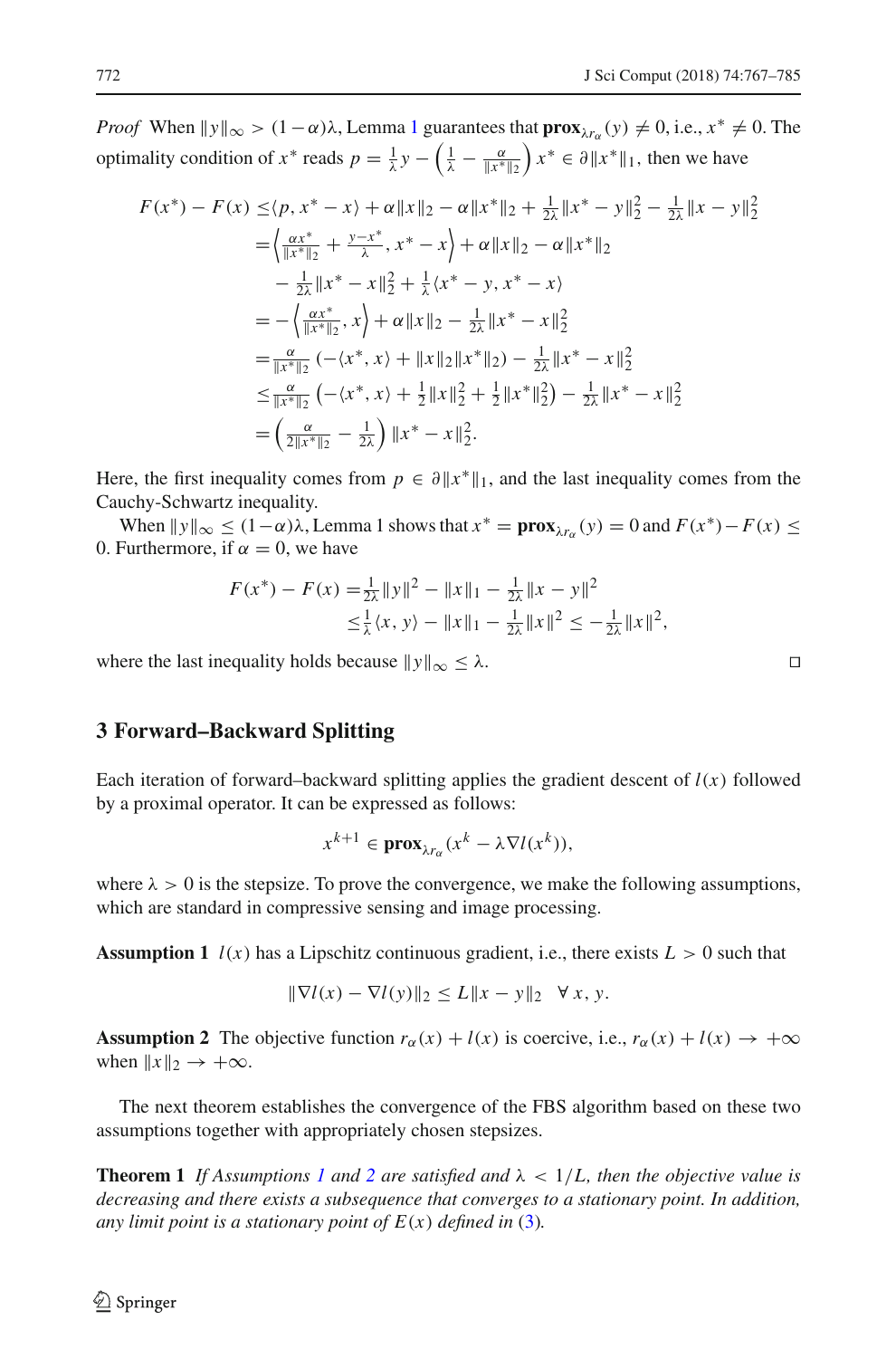*Proof* When $\|y\|_\infty > (1-\alpha)\lambda$, Lemma 1 guarantees that $\mathbf{prox}_{\lambda r_\alpha}(y) \neq 0$, i.e., $x^* \neq 0$. The optimality condition of $x^*$ reads $p = \frac{1}{\lambda} y - \left(\frac{1}{\lambda} - \frac{\alpha}{\|x^*\|_2}\right) x^* \in \partial \|x^*\|_1$, then we have

$$
\begin{aligned}
F(x^*) - F(x) \leq & \langle p, x^* - x\rangle + \alpha\|x\|_2 - \alpha\|x^*\|_2 + \tfrac{1}{2\lambda}\|x^* - y\|_2^2 - \tfrac{1}{2\lambda}\|x - y\|_2^2 \\
= & \left\langle \tfrac{\alpha x^*}{\|x^*\|_2} + \tfrac{y - x^*}{\lambda}, x^* - x \right\rangle + \alpha\|x\|_2 - \alpha\|x^*\|_2 \\
& - \tfrac{1}{2\lambda}\|x^* - x\|_2^2 + \tfrac{1}{\lambda}\langle x^* - y, x^* - x\rangle \\
= & -\left\langle \tfrac{\alpha x^*}{\|x^*\|_2}, x \right\rangle + \alpha\|x\|_2 - \tfrac{1}{2\lambda}\|x^* - x\|_2^2 \\
= & \tfrac{\alpha}{\|x^*\|_2}\left(-\langle x^*, x\rangle + \|x\|_2\|x^*\|_2\right) - \tfrac{1}{2\lambda}\|x^* - x\|_2^2 \\
\leq & \tfrac{\alpha}{\|x^*\|_2}\left(-\langle x^*, x\rangle + \tfrac{1}{2}\|x\|_2^2 + \tfrac{1}{2}\|x^*\|_2^2\right) - \tfrac{1}{2\lambda}\|x^* - x\|_2^2 \\
= & \left(\tfrac{\alpha}{2\|x^*\|_2} - \tfrac{1}{2\lambda}\right)\|x^* - x\|_2^2.
\end{aligned}
$$

Here, the first inequality comes from $p \in \partial\|x^*\|_1$, and the last inequality comes from the Cauchy-Schwartz inequality.

When $\|y\|_\infty \leq (1-\alpha)\lambda$, Lemma 1 shows that $x^* = \mathbf{prox}_{\lambda r_\alpha}(y) = 0$ and $F(x^*) - F(x) \leq 0$. Furthermore, if $\alpha = 0$, we have

$$
\begin{aligned}
F(x^*) - F(x) = & \tfrac{1}{2\lambda}\|y\|^2 - \|x\|_1 - \tfrac{1}{2\lambda}\|x - y\|^2 \\
\leq & \tfrac{1}{\lambda}\langle x, y\rangle - \|x\|_1 - \tfrac{1}{2\lambda}\|x\|^2 \leq -\tfrac{1}{2\lambda}\|x\|^2,
\end{aligned}
$$

where the last inequality holds because $\|y\|_\infty \leq \lambda$. □

## 3 Forward–Backward Splitting

Each iteration of forward–backward splitting applies the gradient descent of $l(x)$ followed by a proximal operator. It can be expressed as follows:

$$
x^{k+1} \in \mathbf{prox}_{\lambda r_\alpha}(x^k - \lambda \nabla l(x^k)),
$$

where $\lambda > 0$ is the stepsize. To prove the convergence, we make the following assumptions, which are standard in compressive sensing and image processing.

**Assumption 1** $l(x)$ has a Lipschitz continuous gradient, i.e., there exists $L > 0$ such that

$$
\|\nabla l(x) - \nabla l(y)\|_2 \leq L\|x - y\|_2 \quad \forall\, x, y.
$$

**Assumption 2** The objective function $r_\alpha(x) + l(x)$ is coercive, i.e., $r_\alpha(x) + l(x) \to +\infty$ when $\|x\|_2 \to +\infty$.

The next theorem establishes the convergence of the FBS algorithm based on these two assumptions together with appropriately chosen stepsizes.

**Theorem 1** *If Assumptions 1 and 2 are satisfied and $\lambda < 1/L$, then the objective value is decreasing and there exists a subsequence that converges to a stationary point. In addition, any limit point is a stationary point of $E(x)$ defined in (3).*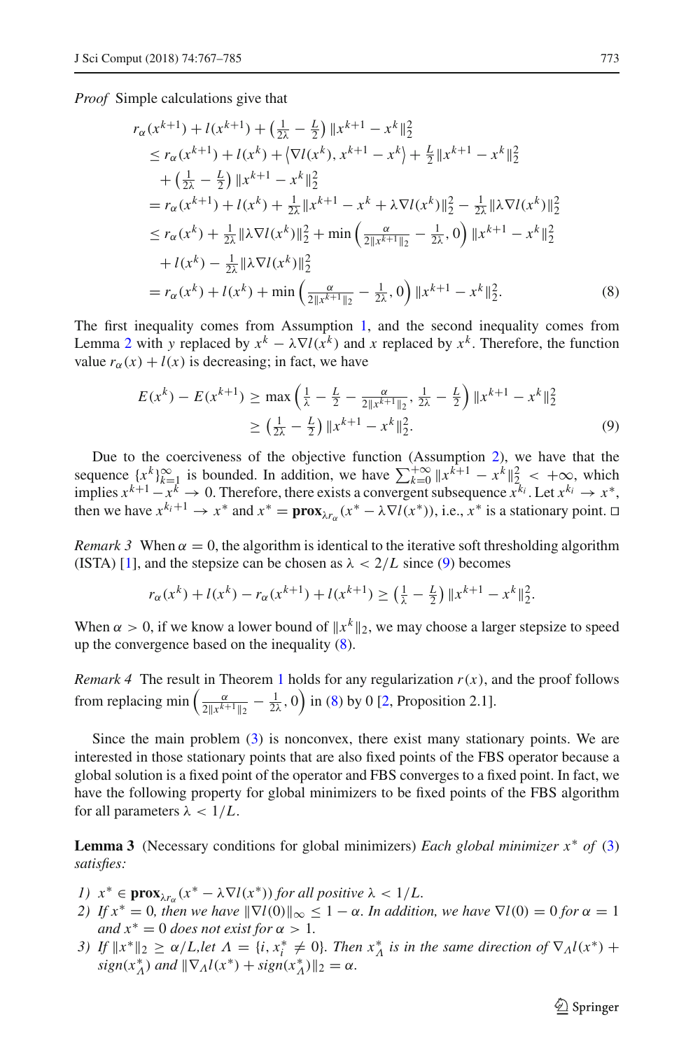*Proof* Simple calculations give that

$$
\begin{aligned}
& r_\alpha(x^{k+1}) + l(x^{k+1}) + \left(\tfrac{1}{2\lambda} - \tfrac{L}{2}\right) \|x^{k+1} - x^k\|_2^2 \\
& \le r_\alpha(x^{k+1}) + l(x^k) + \left\langle \nabla l(x^k), x^{k+1} - x^k \right\rangle + \tfrac{L}{2}\|x^{k+1} - x^k\|_2^2 \\
& \quad + \left(\tfrac{1}{2\lambda} - \tfrac{L}{2}\right) \|x^{k+1} - x^k\|_2^2 \\
& = r_\alpha(x^{k+1}) + l(x^k) + \tfrac{1}{2\lambda}\|x^{k+1} - x^k + \lambda \nabla l(x^k)\|_2^2 - \tfrac{1}{2\lambda}\|\lambda \nabla l(x^k)\|_2^2 \\
& \le r_\alpha(x^k) + \tfrac{1}{2\lambda}\|\lambda \nabla l(x^k)\|_2^2 + \min\left(\tfrac{\alpha}{2\|x^{k+1}\|_2} - \tfrac{1}{2\lambda}, 0\right) \|x^{k+1} - x^k\|_2^2 \\
& \quad + l(x^k) - \tfrac{1}{2\lambda}\|\lambda \nabla l(x^k)\|_2^2 \\
& = r_\alpha(x^k) + l(x^k) + \min\left(\tfrac{\alpha}{2\|x^{k+1}\|_2} - \tfrac{1}{2\lambda}, 0\right) \|x^{k+1} - x^k\|_2^2. \qquad (8)
\end{aligned}
$$

The first inequality comes from Assumption 1, and the second inequality comes from Lemma 2 with $y$ replaced by $x^k - \lambda \nabla l(x^k)$ and $x$ replaced by $x^k$. Therefore, the function value $r_\alpha(x) + l(x)$ is decreasing; in fact, we have

$$
\begin{aligned}
E(x^k) - E(x^{k+1}) & \ge \max\left(\tfrac{1}{\lambda} - \tfrac{L}{2} - \tfrac{\alpha}{2\|x^{k+1}\|_2}, \tfrac{1}{2\lambda} - \tfrac{L}{2}\right) \|x^{k+1} - x^k\|_2^2 \\
& \ge \left(\tfrac{1}{2\lambda} - \tfrac{L}{2}\right) \|x^{k+1} - x^k\|_2^2. \qquad (9)
\end{aligned}
$$

Due to the coerciveness of the objective function (Assumption 2), we have that the sequence $\{x^k\}_{k=1}^{\infty}$ is bounded. In addition, we have $\sum_{k=0}^{+\infty} \|x^{k+1} - x^k\|_2^2 < +\infty$, which implies $x^{k+1} - x^k \to 0$. Therefore, there exists a convergent subsequence $x^{k_i}$. Let $x^{k_i} \to x^*$, then we have $x^{k_i+1} \to x^*$ and $x^* = \mathbf{prox}_{\lambda r_\alpha}(x^* - \lambda \nabla l(x^*))$, i.e., $x^*$ is a stationary point. □

*Remark 3* When $\alpha = 0$, the algorithm is identical to the iterative soft thresholding algorithm (ISTA) [1], and the stepsize can be chosen as $\lambda < 2/L$ since (9) becomes

$$
r_\alpha(x^k) + l(x^k) - r_\alpha(x^{k+1}) + l(x^{k+1}) \ge \left(\tfrac{1}{\lambda} - \tfrac{L}{2}\right) \|x^{k+1} - x^k\|_2^2.
$$

When $\alpha > 0$, if we know a lower bound of $\|x^k\|_2$, we may choose a larger stepsize to speed up the convergence based on the inequality (8).

*Remark 4* The result in Theorem 1 holds for any regularization $r(x)$, and the proof follows from replacing $\min\left(\frac{\alpha}{2\|x^{k+1}\|_2} - \frac{1}{2\lambda}, 0\right)$ in (8) by 0 [2, Proposition 2.1].

Since the main problem (3) is nonconvex, there exist many stationary points. We are interested in those stationary points that are also fixed points of the FBS operator because a global solution is a fixed point of the operator and FBS converges to a fixed point. In fact, we have the following property for global minimizers to be fixed points of the FBS algorithm for all parameters $\lambda < 1/L$.

**Lemma 3** (Necessary conditions for global minimizers) *Each global minimizer $x^*$ of (3) satisfies:*

1) $x^* \in \mathbf{prox}_{\lambda r_\alpha}(x^* - \lambda \nabla l(x^*))$ *for all positive* $\lambda < 1/L$.
2) *If* $x^* = 0$, *then we have* $\|\nabla l(0)\|_\infty \le 1 - \alpha$. *In addition, we have* $\nabla l(0) = 0$ *for* $\alpha = 1$ *and* $x^* = 0$ *does not exist for* $\alpha > 1$.
3) *If* $\|x^*\|_2 \ge \alpha/L$, *let* $\Lambda = \{i, x_i^* \neq 0\}$. *Then* $x_\Lambda^*$ *is in the same direction of* $\nabla_\Lambda l(x^*) + sign(x_\Lambda^*)$ *and* $\|\nabla_\Lambda l(x^*) + sign(x_\Lambda^*)\|_2 = \alpha$.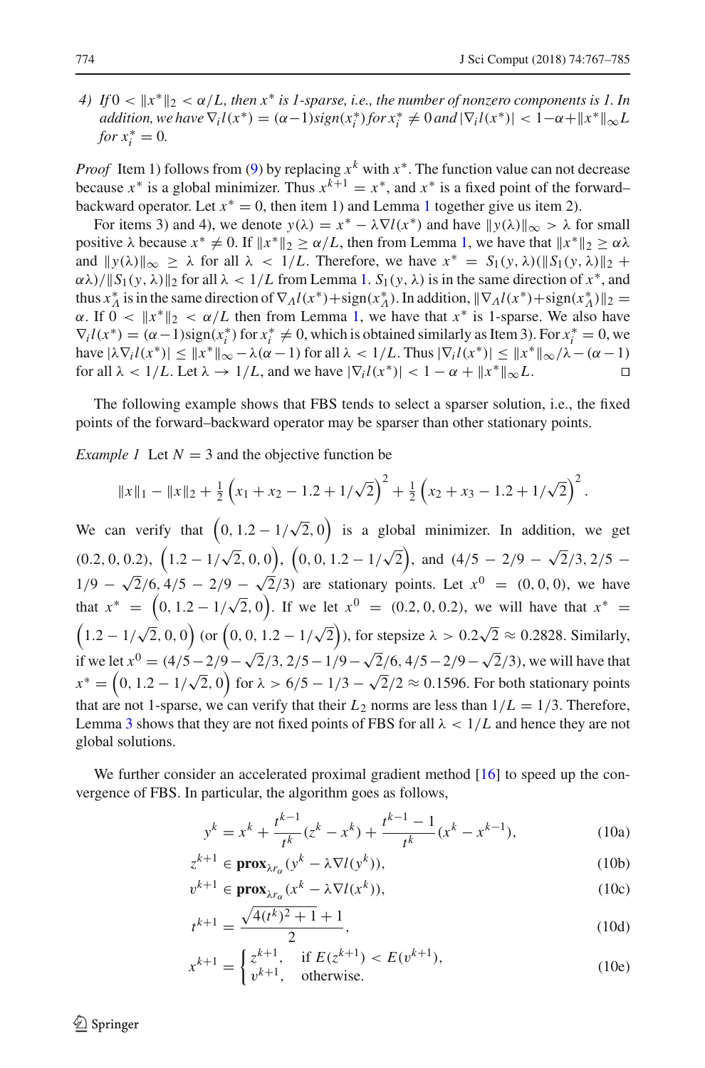4) *If* $0 < \|x^*\|_2 < \alpha/L$, *then* $x^*$ *is 1-sparse, i.e., the number of nonzero components is 1. In addition, we have* $\nabla_i l(x^*) = (\alpha-1)\text{sign}(x_i^*)$ *for* $x_i^* \neq 0$ *and* $|\nabla_i l(x^*)| < 1-\alpha+\|x^*\|_\infty L$ *for* $x_i^* = 0$.

*Proof* Item 1) follows from (9) by replacing $x^k$ with $x^*$. The function value can not decrease because $x^*$ is a global minimizer. Thus $x^{k+1} = x^*$, and $x^*$ is a fixed point of the forward–backward operator. Let $x^* = 0$, then item 1) and Lemma 1 together give us item 2).

For items 3) and 4), we denote $y(\lambda) = x^* - \lambda\nabla l(x^*)$ and have $\|y(\lambda)\|_\infty > \lambda$ for small positive $\lambda$ because $x^* \neq 0$. If $\|x^*\|_2 \geq \alpha/L$, then from Lemma 1, we have that $\|x^*\|_2 \geq \alpha\lambda$ and $\|y(\lambda)\|_\infty \geq \lambda$ for all $\lambda < 1/L$. Therefore, we have $x^* = S_1(y,\lambda)(\|S_1(y,\lambda)\|_2 + \alpha\lambda)/\|S_1(y,\lambda)\|_2$ for all $\lambda < 1/L$ from Lemma 1. $S_1(y,\lambda)$ is in the same direction of $x^*$, and thus $x_\Lambda^*$ is in the same direction of $\nabla_\Lambda l(x^*)+\text{sign}(x_\Lambda^*)$. In addition, $\|\nabla_\Lambda l(x^*)+\text{sign}(x_\Lambda^*)\|_2 = \alpha$. If $0 < \|x^*\|_2 < \alpha/L$ then from Lemma 1, we have that $x^*$ is 1-sparse. We also have $\nabla_i l(x^*) = (\alpha-1)\text{sign}(x_i^*)$ for $x_i^* \neq 0$, which is obtained similarly as Item 3). For $x_i^* = 0$, we have $|\lambda\nabla_i l(x^*)| \leq \|x^*\|_\infty - \lambda(\alpha-1)$ for all $\lambda < 1/L$. Thus $|\nabla_i l(x^*)| \leq \|x^*\|_\infty/\lambda - (\alpha-1)$ for all $\lambda < 1/L$. Let $\lambda \to 1/L$, and we have $|\nabla_i l(x^*)| < 1-\alpha+\|x^*\|_\infty L$. ◻

The following example shows that FBS tends to select a sparser solution, i.e., the fixed points of the forward–backward operator may be sparser than other stationary points.

*Example 1* Let $N = 3$ and the objective function be

$$\|x\|_1 - \|x\|_2 + \tfrac{1}{2}\left(x_1 + x_2 - 1.2 + 1/\sqrt{2}\right)^2 + \tfrac{1}{2}\left(x_2 + x_3 - 1.2 + 1/\sqrt{2}\right)^2.$$

We can verify that $\left(0, 1.2-1/\sqrt{2}, 0\right)$ is a global minimizer. In addition, we get $(0.2,0,0.2)$, $\left(1.2-1/\sqrt{2},0,0\right)$, $\left(0,0,1.2-1/\sqrt{2}\right)$, and $(4/5-2/9-\sqrt{2}/3, 2/5-1/9-\sqrt{2}/6, 4/5-2/9-\sqrt{2}/3)$ are stationary points. Let $x^0 = (0,0,0)$, we have that $x^* = \left(0,1.2-1/\sqrt{2},0\right)$. If we let $x^0 = (0.2,0,0.2)$, we will have that $x^* = \left(1.2-1/\sqrt{2},0,0\right)$ (or $\left(0,0,1.2-1/\sqrt{2}\right)$), for stepsize $\lambda > 0.2\sqrt{2} \approx 0.2828$. Similarly, if we let $x^0 = (4/5-2/9-\sqrt{2}/3, 2/5-1/9-\sqrt{2}/6, 4/5-2/9-\sqrt{2}/3)$, we will have that $x^* = \left(0,1.2-1/\sqrt{2},0\right)$ for $\lambda > 6/5-1/3-\sqrt{2}/2 \approx 0.1596$. For both stationary points that are not 1-sparse, we can verify that their $L_2$ norms are less than $1/L = 1/3$. Therefore, Lemma 3 shows that they are not fixed points of FBS for all $\lambda < 1/L$ and hence they are not global solutions.

We further consider an accelerated proximal gradient method [16] to speed up the convergence of FBS. In particular, the algorithm goes as follows,

$$y^k = x^k + \frac{t^{k-1}}{t^k}(z^k - x^k) + \frac{t^{k-1}-1}{t^k}(x^k - x^{k-1}), \tag{10a}$$

$$z^{k+1} \in \mathbf{prox}_{\lambda r_\alpha}(y^k - \lambda\nabla l(y^k)), \tag{10b}$$

$$v^{k+1} \in \mathbf{prox}_{\lambda r_\alpha}(x^k - \lambda\nabla l(x^k)), \tag{10c}$$

$$t^{k+1} = \frac{\sqrt{4(t^k)^2+1}+1}{2}, \tag{10d}$$

$$x^{k+1} = \begin{cases} z^{k+1}, & \text{if } E(z^{k+1}) < E(v^{k+1}), \\ v^{k+1}, & \text{otherwise.} \end{cases} \tag{10e}$$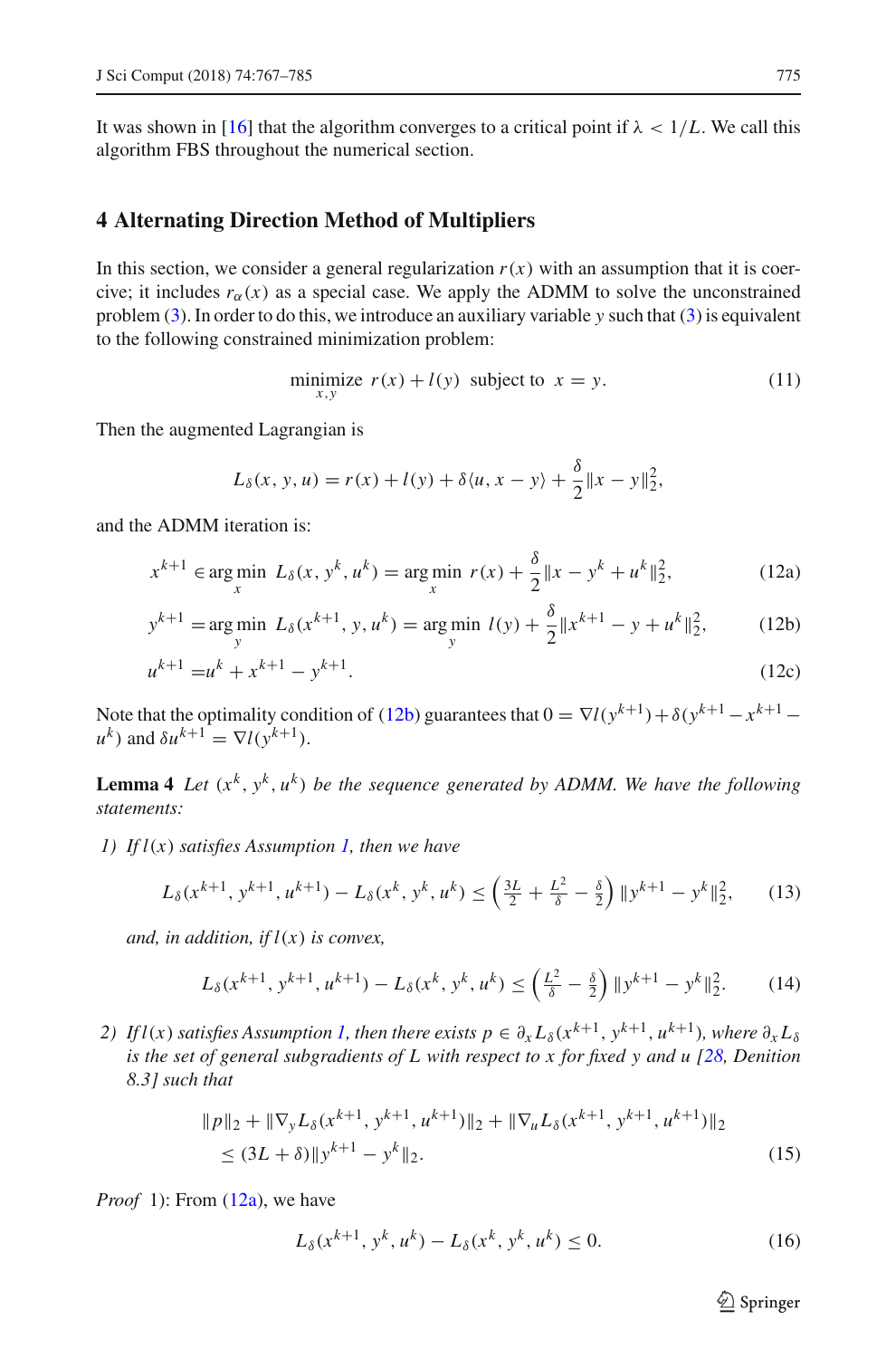It was shown in [16] that the algorithm converges to a critical point if $\lambda < 1/L$. We call this algorithm FBS throughout the numerical section.

## 4 Alternating Direction Method of Multipliers

In this section, we consider a general regularization $r(x)$ with an assumption that it is coercive; it includes $r_\alpha(x)$ as a special case. We apply the ADMM to solve the unconstrained problem (3). In order to do this, we introduce an auxiliary variable $y$ such that (3) is equivalent to the following constrained minimization problem:

$$\operatorname*{minimize}_{x,y} \; r(x) + l(y) \;\text{ subject to }\; x = y. \tag{11}$$

Then the augmented Lagrangian is

$$L_\delta(x, y, u) = r(x) + l(y) + \delta\langle u, x - y\rangle + \frac{\delta}{2}\|x - y\|_2^2,$$

and the ADMM iteration is:

$$x^{k+1} \in \arg\min_x \; L_\delta(x, y^k, u^k) = \arg\min_x \; r(x) + \frac{\delta}{2}\|x - y^k + u^k\|_2^2, \tag{12a}$$

$$y^{k+1} = \arg\min_y \; L_\delta(x^{k+1}, y, u^k) = \arg\min_y \; l(y) + \frac{\delta}{2}\|x^{k+1} - y + u^k\|_2^2, \tag{12b}$$

$$u^{k+1} = u^k + x^{k+1} - y^{k+1}. \tag{12c}$$

Note that the optimality condition of (12b) guarantees that $0 = \nabla l(y^{k+1}) + \delta(y^{k+1} - x^{k+1} - u^k)$ and $\delta u^{k+1} = \nabla l(y^{k+1})$.

**Lemma 4** *Let $(x^k, y^k, u^k)$ be the sequence generated by ADMM. We have the following statements:*

*1) If $l(x)$ satisfies Assumption 1, then we have*

$$L_\delta(x^{k+1}, y^{k+1}, u^{k+1}) - L_\delta(x^k, y^k, u^k) \le \left(\tfrac{3L}{2} + \tfrac{L^2}{\delta} - \tfrac{\delta}{2}\right)\|y^{k+1} - y^k\|_2^2, \tag{13}$$

*and, in addition, if $l(x)$ is convex,*

$$L_\delta(x^{k+1}, y^{k+1}, u^{k+1}) - L_\delta(x^k, y^k, u^k) \le \left(\tfrac{L^2}{\delta} - \tfrac{\delta}{2}\right)\|y^{k+1} - y^k\|_2^2. \tag{14}$$

*2) If $l(x)$ satisfies Assumption 1, then there exists $p \in \partial_x L_\delta(x^{k+1}, y^{k+1}, u^{k+1})$, where $\partial_x L_\delta$ is the set of general subgradients of $L$ with respect to $x$ for fixed $y$ and $u$ [28, Denition 8.3] such that*

$$\begin{aligned}&\|p\|_2 + \|\nabla_y L_\delta(x^{k+1}, y^{k+1}, u^{k+1})\|_2 + \|\nabla_u L_\delta(x^{k+1}, y^{k+1}, u^{k+1})\|_2 \\ &\quad \le (3L + \delta)\|y^{k+1} - y^k\|_2.\end{aligned} \tag{15}$$

*Proof* 1): From (12a), we have

$$L_\delta(x^{k+1}, y^k, u^k) - L_\delta(x^k, y^k, u^k) \le 0. \tag{16}$$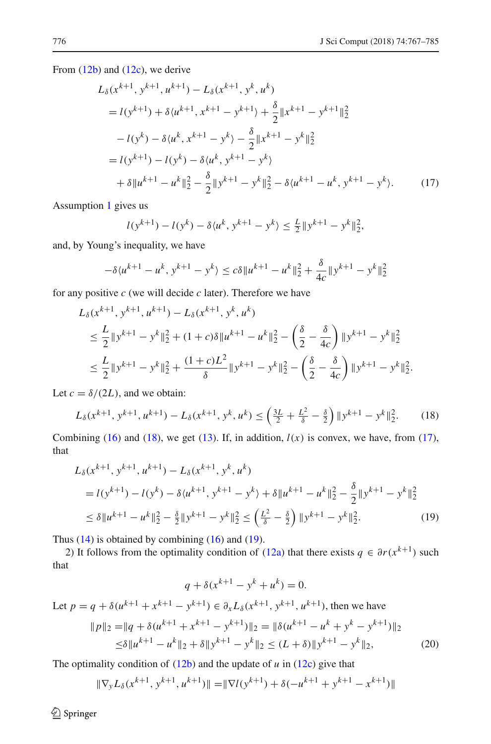From (12b) and (12c), we derive

$$
\begin{aligned}
&L_\delta(x^{k+1}, y^{k+1}, u^{k+1}) - L_\delta(x^{k+1}, y^k, u^k) \\
&= l(y^{k+1}) + \delta\langle u^{k+1}, x^{k+1} - y^{k+1}\rangle + \frac{\delta}{2}\|x^{k+1} - y^{k+1}\|_2^2 \\
&\quad - l(y^k) - \delta\langle u^k, x^{k+1} - y^k\rangle - \frac{\delta}{2}\|x^{k+1} - y^k\|_2^2 \\
&= l(y^{k+1}) - l(y^k) - \delta\langle u^k, y^{k+1} - y^k\rangle \\
&\quad + \delta\|u^{k+1} - u^k\|_2^2 - \frac{\delta}{2}\|y^{k+1} - y^k\|_2^2 - \delta\langle u^{k+1} - u^k, y^{k+1} - y^k\rangle. \qquad (17)
\end{aligned}
$$

Assumption 1 gives us

$$
l(y^{k+1}) - l(y^k) - \delta\langle u^k, y^{k+1} - y^k\rangle \le \tfrac{L}{2}\|y^{k+1} - y^k\|_2^2,
$$

and, by Young's inequality, we have

$$
-\delta\langle u^{k+1} - u^k, y^{k+1} - y^k\rangle \le c\delta\|u^{k+1} - u^k\|_2^2 + \frac{\delta}{4c}\|y^{k+1} - y^k\|_2^2
$$

for any positive $c$ (we will decide $c$ later). Therefore we have

$$
\begin{aligned}
&L_\delta(x^{k+1}, y^{k+1}, u^{k+1}) - L_\delta(x^{k+1}, y^k, u^k) \\
&\le \frac{L}{2}\|y^{k+1} - y^k\|_2^2 + (1+c)\delta\|u^{k+1} - u^k\|_2^2 - \left(\frac{\delta}{2} - \frac{\delta}{4c}\right)\|y^{k+1} - y^k\|_2^2 \\
&\le \frac{L}{2}\|y^{k+1} - y^k\|_2^2 + \frac{(1+c)L^2}{\delta}\|y^{k+1} - y^k\|_2^2 - \left(\frac{\delta}{2} - \frac{\delta}{4c}\right)\|y^{k+1} - y^k\|_2^2.
\end{aligned}
$$

Let $c = \delta/(2L)$, and we obtain:

$$
L_\delta(x^{k+1}, y^{k+1}, u^{k+1}) - L_\delta(x^{k+1}, y^k, u^k) \le \left(\tfrac{3L}{2} + \tfrac{L^2}{\delta} - \tfrac{\delta}{2}\right)\|y^{k+1} - y^k\|_2^2. \qquad (18)
$$

Combining (16) and (18), we get (13). If, in addition, $l(x)$ is convex, we have, from (17), that

$$
\begin{aligned}
&L_\delta(x^{k+1}, y^{k+1}, u^{k+1}) - L_\delta(x^{k+1}, y^k, u^k) \\
&= l(y^{k+1}) - l(y^k) - \delta\langle u^{k+1}, y^{k+1} - y^k\rangle + \delta\|u^{k+1} - u^k\|_2^2 - \frac{\delta}{2}\|y^{k+1} - y^k\|_2^2 \\
&\le \delta\|u^{k+1} - u^k\|_2^2 - \tfrac{\delta}{2}\|y^{k+1} - y^k\|_2^2 \le \left(\tfrac{L^2}{\delta} - \tfrac{\delta}{2}\right)\|y^{k+1} - y^k\|_2^2. \qquad (19)
\end{aligned}
$$

Thus (14) is obtained by combining (16) and (19).

2) It follows from the optimality condition of (12a) that there exists $q \in \partial r(x^{k+1})$ such that

$$
q + \delta(x^{k+1} - y^k + u^k) = 0.
$$

Let $p = q + \delta(u^{k+1} + x^{k+1} - y^{k+1}) \in \partial_x L_\delta(x^{k+1}, y^{k+1}, u^{k+1})$, then we have

$$
\begin{aligned}
\|p\|_2 &= \|q + \delta(u^{k+1} + x^{k+1} - y^{k+1})\|_2 = \|\delta(u^{k+1} - u^k + y^k - y^{k+1})\|_2 \\
&\le \delta\|u^{k+1} - u^k\|_2 + \delta\|y^{k+1} - y^k\|_2 \le (L+\delta)\|y^{k+1} - y^k\|_2, \qquad (20)
\end{aligned}
$$

The optimality condition of (12b) and the update of $u$ in (12c) give that

$$
\|\nabla_y L_\delta(x^{k+1}, y^{k+1}, u^{k+1})\| = \|\nabla l(y^{k+1}) + \delta(-u^{k+1} + y^{k+1} - x^{k+1})\|
$$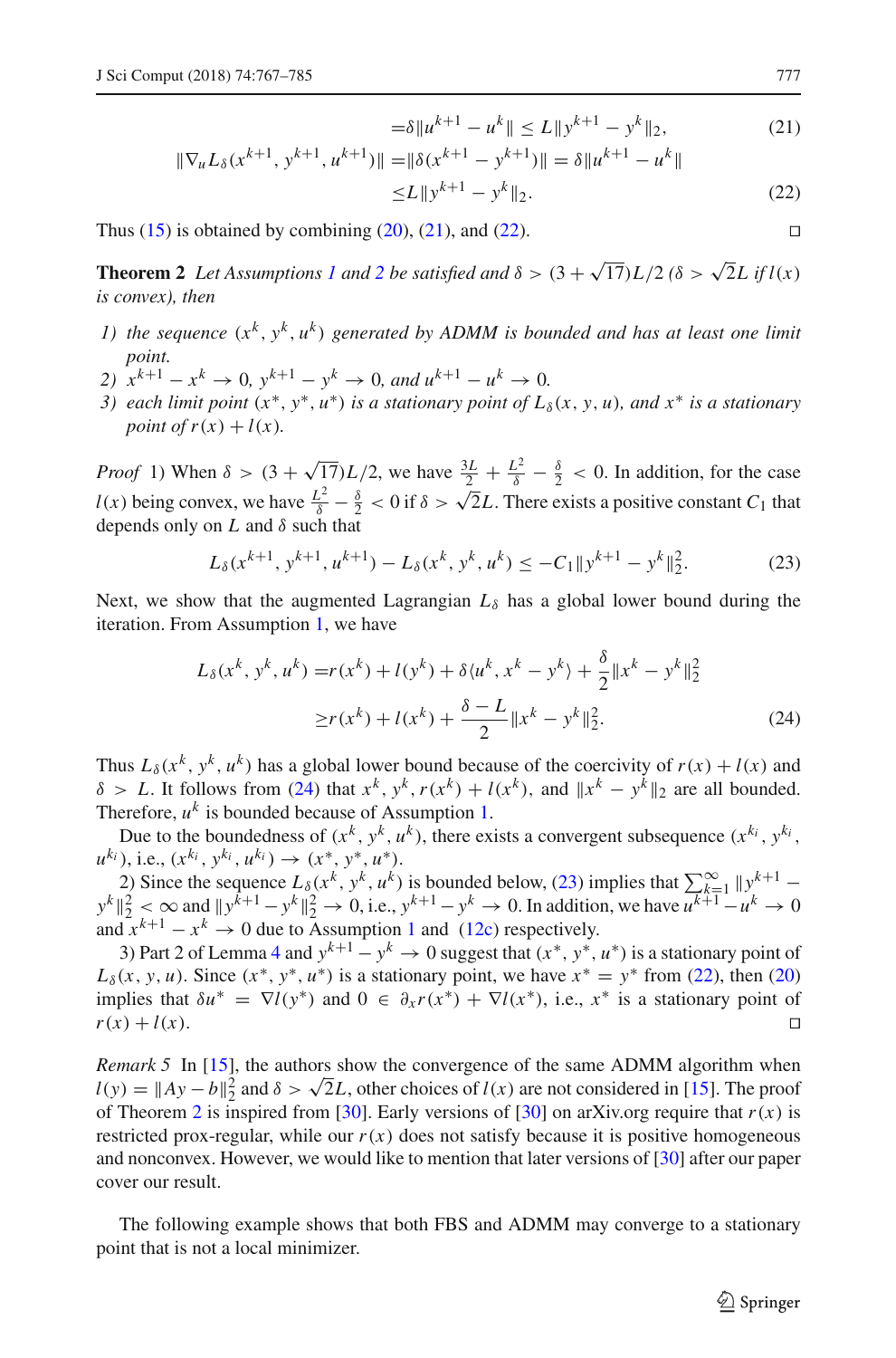$$
\begin{aligned}
&= \delta \|u^{k+1} - u^k\| \le L\|y^{k+1} - y^k\|_2, &(21)\\
\|\nabla_u L_\delta(x^{k+1}, y^{k+1}, u^{k+1})\| &= \|\delta(x^{k+1} - y^{k+1})\| = \delta\|u^{k+1} - u^k\| \\
&\le L\|y^{k+1} - y^k\|_2. &(22)
\end{aligned}
$$

Thus (15) is obtained by combining (20), (21), and (22). □

**Theorem 2** *Let Assumptions 1 and 2 be satisfied and $\delta > (3+\sqrt{17})L/2$ ($\delta > \sqrt{2}L$ if $l(x)$ is convex), then*

1) *the sequence $(x^k, y^k, u^k)$ generated by ADMM is bounded and has at least one limit point.*
2) *$x^{k+1} - x^k \to 0$, $y^{k+1} - y^k \to 0$, and $u^{k+1} - u^k \to 0$.*
3) *each limit point $(x^*, y^*, u^*)$ is a stationary point of $L_\delta(x, y, u)$, and $x^*$ is a stationary point of $r(x) + l(x)$.*

*Proof* 1) When $\delta > (3+\sqrt{17})L/2$, we have $\frac{3L}{2} + \frac{L^2}{\delta} - \frac{\delta}{2} < 0$. In addition, for the case $l(x)$ being convex, we have $\frac{L^2}{\delta} - \frac{\delta}{2} < 0$ if $\delta > \sqrt{2}L$. There exists a positive constant $C_1$ that depends only on $L$ and $\delta$ such that

$$
L_\delta(x^{k+1}, y^{k+1}, u^{k+1}) - L_\delta(x^k, y^k, u^k) \le -C_1\|y^{k+1} - y^k\|_2^2. \tag{23}
$$

Next, we show that the augmented Lagrangian $L_\delta$ has a global lower bound during the iteration. From Assumption 1, we have

$$
\begin{aligned}
L_\delta(x^k, y^k, u^k) &= r(x^k) + l(y^k) + \delta\langle u^k, x^k - y^k\rangle + \frac{\delta}{2}\|x^k - y^k\|_2^2 \\
&\ge r(x^k) + l(x^k) + \frac{\delta - L}{2}\|x^k - y^k\|_2^2. 
\end{aligned}\tag{24}
$$

Thus $L_\delta(x^k, y^k, u^k)$ has a global lower bound because of the coercivity of $r(x) + l(x)$ and $\delta > L$. It follows from (24) that $x^k$, $y^k$, $r(x^k) + l(x^k)$, and $\|x^k - y^k\|_2$ are all bounded. Therefore, $u^k$ is bounded because of Assumption 1.

Due to the boundedness of $(x^k, y^k, u^k)$, there exists a convergent subsequence $(x^{k_i}, y^{k_i}, u^{k_i})$, i.e., $(x^{k_i}, y^{k_i}, u^{k_i}) \to (x^*, y^*, u^*)$.

2) Since the sequence $L_\delta(x^k, y^k, u^k)$ is bounded below, (23) implies that $\sum_{k=1}^{\infty}\|y^{k+1} - y^k\|_2^2 < \infty$ and $\|y^{k+1} - y^k\|_2^2 \to 0$, i.e., $y^{k+1} - y^k \to 0$. In addition, we have $u^{k+1} - u^k \to 0$ and $x^{k+1} - x^k \to 0$ due to Assumption 1 and (12c) respectively.

3) Part 2 of Lemma 4 and $y^{k+1} - y^k \to 0$ suggest that $(x^*, y^*, u^*)$ is a stationary point of $L_\delta(x, y, u)$. Since $(x^*, y^*, u^*)$ is a stationary point, we have $x^* = y^*$ from (22), then (20) implies that $\delta u^* = \nabla l(y^*)$ and $0 \in \partial_x r(x^*) + \nabla l(x^*)$, i.e., $x^*$ is a stationary point of $r(x) + l(x)$. □

*Remark 5* In [15], the authors show the convergence of the same ADMM algorithm when $l(y) = \|Ay - b\|_2^2$ and $\delta > \sqrt{2}L$, other choices of $l(x)$ are not considered in [15]. The proof of Theorem 2 is inspired from [30]. Early versions of [30] on arXiv.org require that $r(x)$ is restricted prox-regular, while our $r(x)$ does not satisfy because it is positive homogeneous and nonconvex. However, we would like to mention that later versions of [30] after our paper cover our result.

The following example shows that both FBS and ADMM may converge to a stationary point that is not a local minimizer.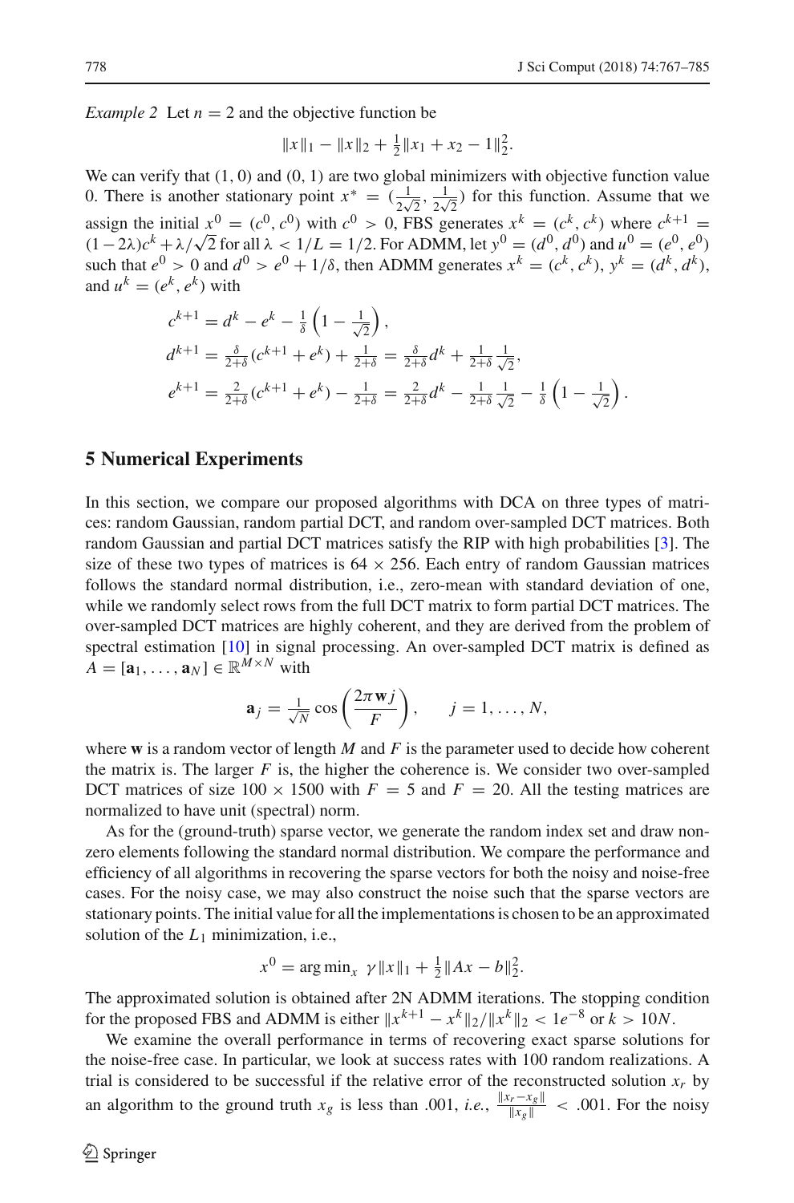*Example 2* Let $n = 2$ and the objective function be

$$\|x\|_1 - \|x\|_2 + \tfrac{1}{2}\|x_1 + x_2 - 1\|_2^2.$$

We can verify that $(1, 0)$ and $(0, 1)$ are two global minimizers with objective function value 0. There is another stationary point $x^* = (\frac{1}{2\sqrt{2}}, \frac{1}{2\sqrt{2}})$ for this function. Assume that we assign the initial $x^0 = (c^0, c^0)$ with $c^0 > 0$, FBS generates $x^k = (c^k, c^k)$ where $c^{k+1} = (1-2\lambda)c^k + \lambda/\sqrt{2}$ for all $\lambda < 1/L = 1/2$. For ADMM, let $y^0 = (d^0, d^0)$ and $u^0 = (e^0, e^0)$ such that $e^0 > 0$ and $d^0 > e^0 + 1/\delta$, then ADMM generates $x^k = (c^k, c^k)$, $y^k = (d^k, d^k)$, and $u^k = (e^k, e^k)$ with

$$
\begin{aligned}
c^{k+1} &= d^k - e^k - \tfrac{1}{\delta}\left(1 - \tfrac{1}{\sqrt{2}}\right),\\
d^{k+1} &= \tfrac{\delta}{2+\delta}(c^{k+1} + e^k) + \tfrac{1}{2+\delta} = \tfrac{\delta}{2+\delta}d^k + \tfrac{1}{2+\delta}\tfrac{1}{\sqrt{2}},\\
e^{k+1} &= \tfrac{2}{2+\delta}(c^{k+1} + e^k) - \tfrac{1}{2+\delta} = \tfrac{2}{2+\delta}d^k - \tfrac{1}{2+\delta}\tfrac{1}{\sqrt{2}} - \tfrac{1}{\delta}\left(1 - \tfrac{1}{\sqrt{2}}\right).
\end{aligned}
$$

## 5 Numerical Experiments

In this section, we compare our proposed algorithms with DCA on three types of matrices: random Gaussian, random partial DCT, and random over-sampled DCT matrices. Both random Gaussian and partial DCT matrices satisfy the RIP with high probabilities [3]. The size of these two types of matrices is $64 \times 256$. Each entry of random Gaussian matrices follows the standard normal distribution, i.e., zero-mean with standard deviation of one, while we randomly select rows from the full DCT matrix to form partial DCT matrices. The over-sampled DCT matrices are highly coherent, and they are derived from the problem of spectral estimation [10] in signal processing. An over-sampled DCT matrix is defined as $A = [\mathbf{a}_1, \ldots, \mathbf{a}_N] \in \mathbb{R}^{M\times N}$ with

$$\mathbf{a}_j = \tfrac{1}{\sqrt{N}} \cos\left(\frac{2\pi \mathbf{w} j}{F}\right), \qquad j = 1, \ldots, N,$$

where $\mathbf{w}$ is a random vector of length $M$ and $F$ is the parameter used to decide how coherent the matrix is. The larger $F$ is, the higher the coherence is. We consider two over-sampled DCT matrices of size $100 \times 1500$ with $F = 5$ and $F = 20$. All the testing matrices are normalized to have unit (spectral) norm.

As for the (ground-truth) sparse vector, we generate the random index set and draw non-zero elements following the standard normal distribution. We compare the performance and efficiency of all algorithms in recovering the sparse vectors for both the noisy and noise-free cases. For the noisy case, we may also construct the noise such that the sparse vectors are stationary points. The initial value for all the implementations is chosen to be an approximated solution of the $L_1$ minimization, i.e.,

$$x^0 = \arg\min_x \ \gamma\|x\|_1 + \tfrac{1}{2}\|Ax - b\|_2^2.$$

The approximated solution is obtained after 2N ADMM iterations. The stopping condition for the proposed FBS and ADMM is either $\|x^{k+1} - x^k\|_2/\|x^k\|_2 < 1e^{-8}$ or $k > 10N$.

We examine the overall performance in terms of recovering exact sparse solutions for the noise-free case. In particular, we look at success rates with 100 random realizations. A trial is considered to be successful if the relative error of the reconstructed solution $x_r$ by an algorithm to the ground truth $x_g$ is less than .001, *i.e.*, $\frac{\|x_r - x_g\|}{\|x_g\|} < .001$. For the noisy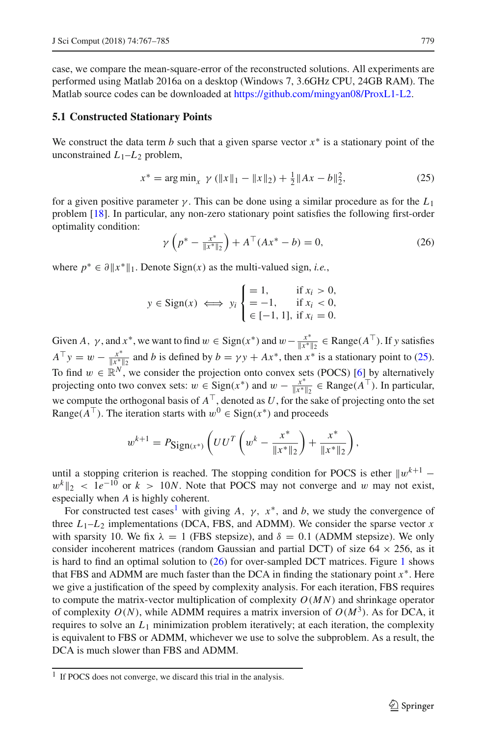case, we compare the mean-square-error of the reconstructed solutions. All experiments are performed using Matlab 2016a on a desktop (Windows 7, 3.6GHz CPU, 24GB RAM). The Matlab source codes can be downloaded at https://github.com/mingyan08/ProxL1-L2.

### 5.1 Constructed Stationary Points

We construct the data term $b$ such that a given sparse vector $x^*$ is a stationary point of the unconstrained $L_1$–$L_2$ problem,

$$x^* = \arg\min_x \ \gamma\,(\|x\|_1 - \|x\|_2) + \tfrac{1}{2}\|Ax - b\|_2^2, \tag{25}$$

for a given positive parameter $\gamma$. This can be done using a similar procedure as for the $L_1$ problem [18]. In particular, any non-zero stationary point satisfies the following first-order optimality condition:

$$\gamma\left(p^* - \tfrac{x^*}{\|x^*\|_2}\right) + A^\top(Ax^* - b) = 0, \tag{26}$$

where $p^* \in \partial\|x^*\|_1$. Denote $\mathrm{Sign}(x)$ as the multi-valued sign, *i.e.*,

$$y \in \mathrm{Sign}(x) \iff y_i \begin{cases} = 1, & \text{if } x_i > 0, \\ = -1, & \text{if } x_i < 0, \\ \in [-1, 1], & \text{if } x_i = 0. \end{cases}$$

Given $A,\ \gamma$, and $x^*$, we want to find $w \in \mathrm{Sign}(x^*)$ and $w - \frac{x^*}{\|x^*\|_2} \in \mathrm{Range}(A^\top)$. If $y$ satisfies $A^\top y = w - \frac{x^*}{\|x^*\|_2}$ and $b$ is defined by $b = \gamma y + Ax^*$, then $x^*$ is a stationary point to (25). To find $w \in \mathbb{R}^N$, we consider the projection onto convex sets (POCS) [6] by alternatively projecting onto two convex sets: $w \in \mathrm{Sign}(x^*)$ and $w - \frac{x^*}{\|x^*\|_2} \in \mathrm{Range}(A^\top)$. In particular, we compute the orthogonal basis of $A^\top$, denoted as $U$, for the sake of projecting onto the set $\mathrm{Range}(A^\top)$. The iteration starts with $w^0 \in \mathrm{Sign}(x^*)$ and proceeds

$$w^{k+1} = P_{\mathrm{Sign}(x^*)}\left(UU^T\left(w^k - \frac{x^*}{\|x^*\|_2}\right) + \frac{x^*}{\|x^*\|_2}\right),$$

until a stopping criterion is reached. The stopping condition for POCS is ether $\|w^{k+1} - w^k\|_2 < 1e^{-10}$ or $k > 10N$. Note that POCS may not converge and $w$ may not exist, especially when $A$ is highly coherent.

For constructed test cases[1] with giving $A,\ \gamma,\ x^*$, and $b$, we study the convergence of three $L_1$–$L_2$ implementations (DCA, FBS, and ADMM). We consider the sparse vector $x$ with sparsity 10. We fix $\lambda = 1$ (FBS stepsize), and $\delta = 0.1$ (ADMM stepsize). We only consider incoherent matrices (random Gaussian and partial DCT) of size $64 \times 256$, as it is hard to find an optimal solution to (26) for over-sampled DCT matrices. Figure 1 shows that FBS and ADMM are much faster than the DCA in finding the stationary point $x^*$. Here we give a justification of the speed by complexity analysis. For each iteration, FBS requires to compute the matrix-vector multiplication of complexity $O(MN)$ and shrinkage operator of complexity $O(N)$, while ADMM requires a matrix inversion of $O(M^3)$. As for DCA, it requires to solve an $L_1$ minimization problem iteratively; at each iteration, the complexity is equivalent to FBS or ADMM, whichever we use to solve the subproblem. As a result, the DCA is much slower than FBS and ADMM.

[1] If POCS does not converge, we discard this trial in the analysis.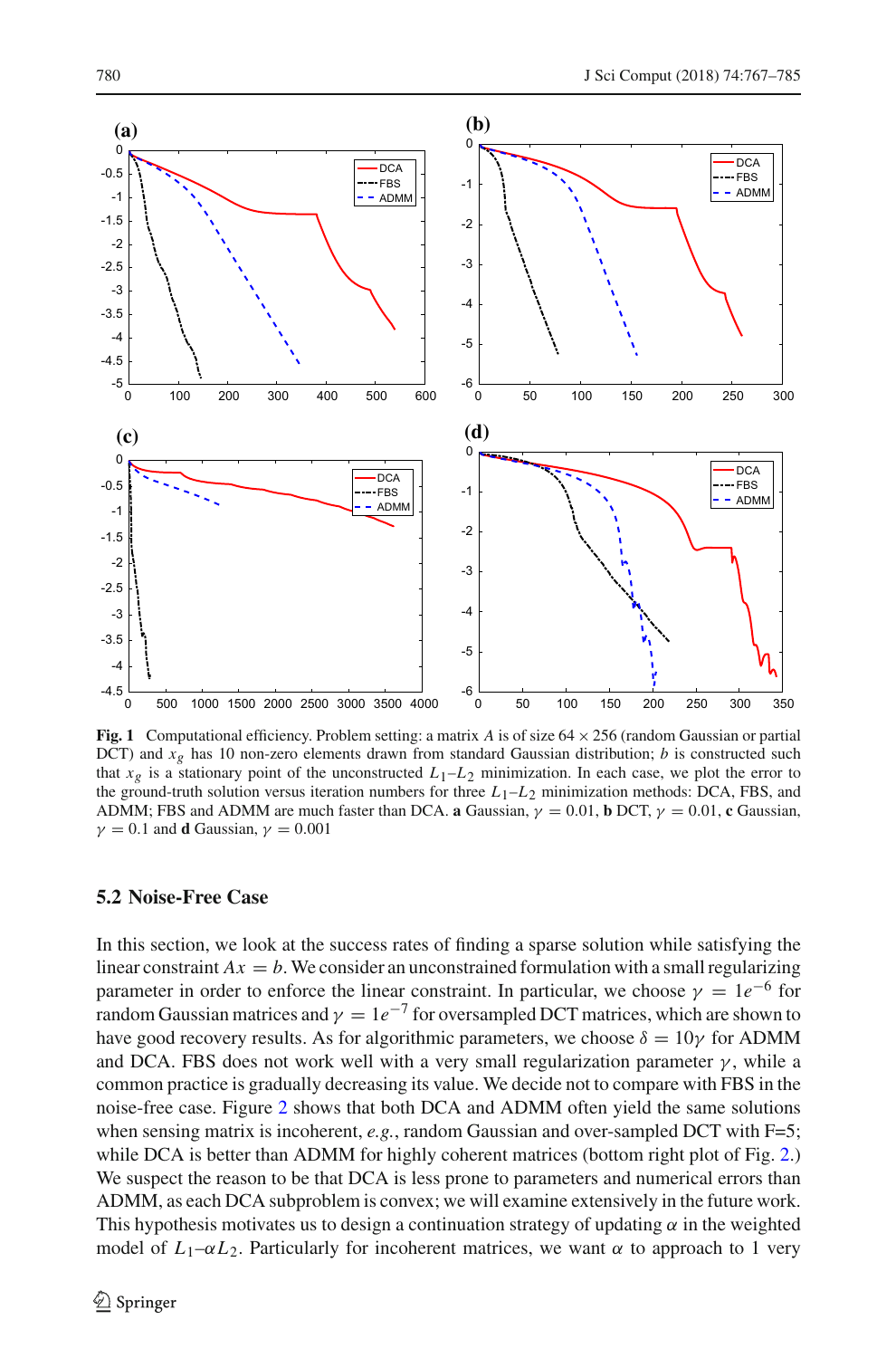**Fig. 1** Computational efficiency. Problem setting: a matrix $A$ is of size $64 \times 256$ (random Gaussian or partial DCT) and $x_g$ has 10 non-zero elements drawn from standard Gaussian distribution; $b$ is constructed such that $x_g$ is a stationary point of the unconstructed $L_1$–$L_2$ minimization. In each case, we plot the error to the ground-truth solution versus iteration numbers for three $L_1$–$L_2$ minimization methods: DCA, FBS, and ADMM; FBS and ADMM are much faster than DCA. **a** Gaussian, $\gamma = 0.01$, **b** DCT, $\gamma = 0.01$, **c** Gaussian, $\gamma = 0.1$ and **d** Gaussian, $\gamma = 0.001$

### 5.2 Noise-Free Case

In this section, we look at the success rates of finding a sparse solution while satisfying the linear constraint $Ax = b$. We consider an unconstrained formulation with a small regularizing parameter in order to enforce the linear constraint. In particular, we choose $\gamma = 1e^{-6}$ for random Gaussian matrices and $\gamma = 1e^{-7}$ for oversampled DCT matrices, which are shown to have good recovery results. As for algorithmic parameters, we choose $\delta = 10\gamma$ for ADMM and DCA. FBS does not work well with a very small regularization parameter $\gamma$, while a common practice is gradually decreasing its value. We decide not to compare with FBS in the noise-free case. Figure 2 shows that both DCA and ADMM often yield the same solutions when sensing matrix is incoherent, *e.g.*, random Gaussian and over-sampled DCT with F=5; while DCA is better than ADMM for highly coherent matrices (bottom right plot of Fig. 2.) We suspect the reason to be that DCA is less prone to parameters and numerical errors than ADMM, as each DCA subproblem is convex; we will examine extensively in the future work. This hypothesis motivates us to design a continuation strategy of updating $\alpha$ in the weighted model of $L_1$–$\alpha L_2$. Particularly for incoherent matrices, we want $\alpha$ to approach to 1 very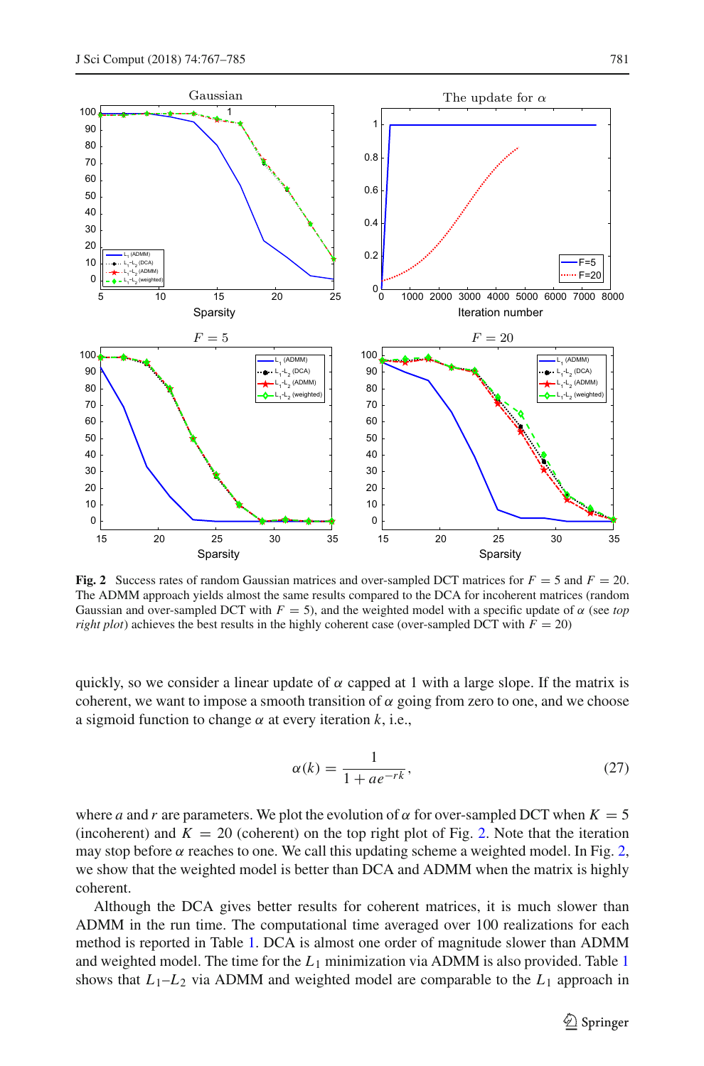**Fig. 2** Success rates of random Gaussian matrices and over-sampled DCT matrices for $F = 5$ and $F = 20$. The ADMM approach yields almost the same results compared to the DCA for incoherent matrices (random Gaussian and over-sampled DCT with $F = 5$), and the weighted model with a specific update of $\alpha$ (see *top right plot*) achieves the best results in the highly coherent case (over-sampled DCT with $F = 20$)

quickly, so we consider a linear update of $\alpha$ capped at 1 with a large slope. If the matrix is coherent, we want to impose a smooth transition of $\alpha$ going from zero to one, and we choose a sigmoid function to change $\alpha$ at every iteration $k$, i.e.,

$$\alpha(k) = \frac{1}{1 + ae^{-rk}}, \tag{27}$$

where $a$ and $r$ are parameters. We plot the evolution of $\alpha$ for over-sampled DCT when $K = 5$ (incoherent) and $K = 20$ (coherent) on the top right plot of Fig. 2. Note that the iteration may stop before $\alpha$ reaches to one. We call this updating scheme a weighted model. In Fig. 2, we show that the weighted model is better than DCA and ADMM when the matrix is highly coherent.

Although the DCA gives better results for coherent matrices, it is much slower than ADMM in the run time. The computational time averaged over 100 realizations for each method is reported in Table 1. DCA is almost one order of magnitude slower than ADMM and weighted model. The time for the $L_1$ minimization via ADMM is also provided. Table 1 shows that $L_1$–$L_2$ via ADMM and weighted model are comparable to the $L_1$ approach in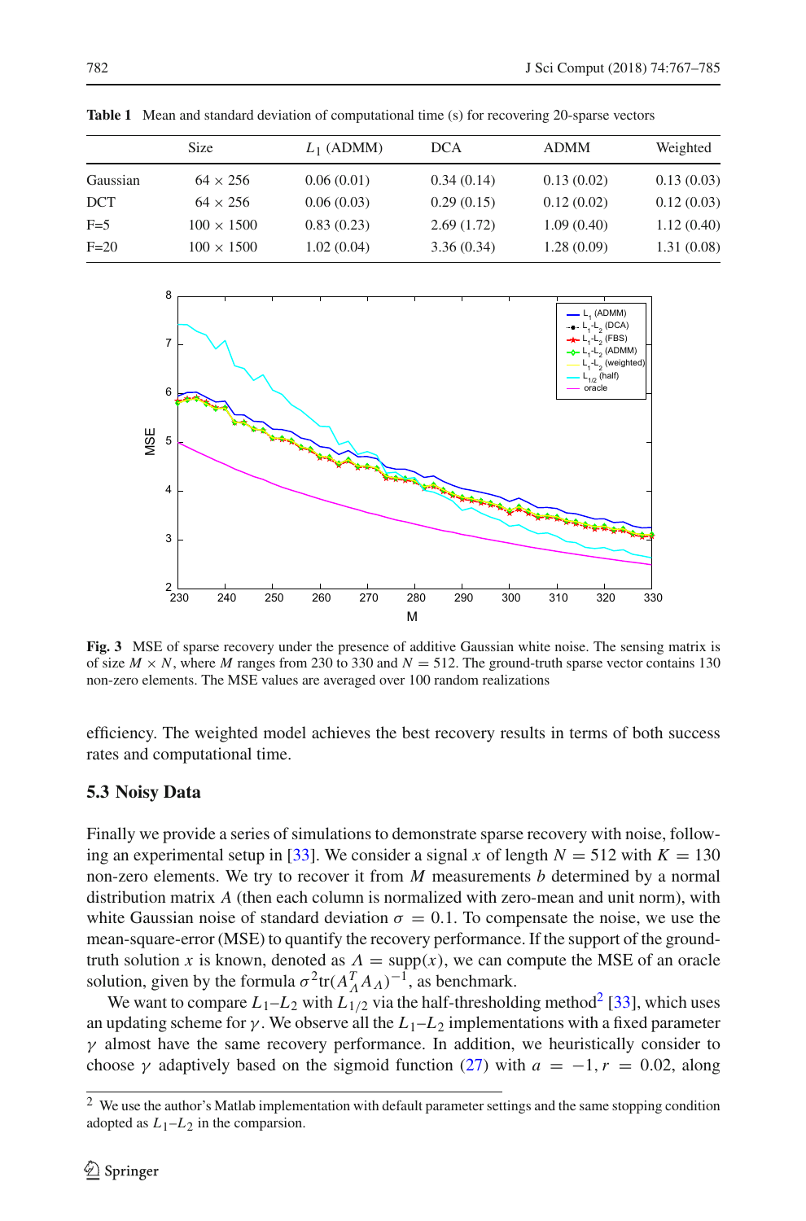**Table 1** Mean and standard deviation of computational time (s) for recovering 20-sparse vectors

| | Size | $L_1$ (ADMM) | DCA | ADMM | Weighted |
|---|---|---|---|---|---|
| Gaussian | 64 × 256 | 0.06 (0.01) | 0.34 (0.14) | 0.13 (0.02) | 0.13 (0.03) |
| DCT | 64 × 256 | 0.06 (0.03) | 0.29 (0.15) | 0.12 (0.02) | 0.12 (0.03) |
| F=5 | 100 × 1500 | 0.83 (0.23) | 2.69 (1.72) | 1.09 (0.40) | 1.12 (0.40) |
| F=20 | 100 × 1500 | 1.02 (0.04) | 3.36 (0.34) | 1.28 (0.09) | 1.31 (0.08) |

**Fig. 3** MSE of sparse recovery under the presence of additive Gaussian white noise. The sensing matrix is of size $M \times N$, where $M$ ranges from 230 to 330 and $N = 512$. The ground-truth sparse vector contains 130 non-zero elements. The MSE values are averaged over 100 random realizations

efficiency. The weighted model achieves the best recovery results in terms of both success rates and computational time.

### 5.3 Noisy Data

Finally we provide a series of simulations to demonstrate sparse recovery with noise, following an experimental setup in [33]. We consider a signal $x$ of length $N = 512$ with $K = 130$ non-zero elements. We try to recover it from $M$ measurements $b$ determined by a normal distribution matrix $A$ (then each column is normalized with zero-mean and unit norm), with white Gaussian noise of standard deviation $\sigma = 0.1$. To compensate the noise, we use the mean-square-error (MSE) to quantify the recovery performance. If the support of the ground-truth solution $x$ is known, denoted as $\Lambda = \text{supp}(x)$, we can compute the MSE of an oracle solution, given by the formula $\sigma^2 \text{tr}(A_\Lambda^T A_\Lambda)^{-1}$, as benchmark.

We want to compare $L_1$–$L_2$ with $L_{1/2}$ via the half-thresholding method[2] [33], which uses an updating scheme for $\gamma$. We observe all the $L_1$–$L_2$ implementations with a fixed parameter $\gamma$ almost have the same recovery performance. In addition, we heuristically consider to choose $\gamma$ adaptively based on the sigmoid function (27) with $a = -1, r = 0.02$, along

[2] We use the author's Matlab implementation with default parameter settings and the same stopping condition adopted as $L_1$–$L_2$ in the comparsion.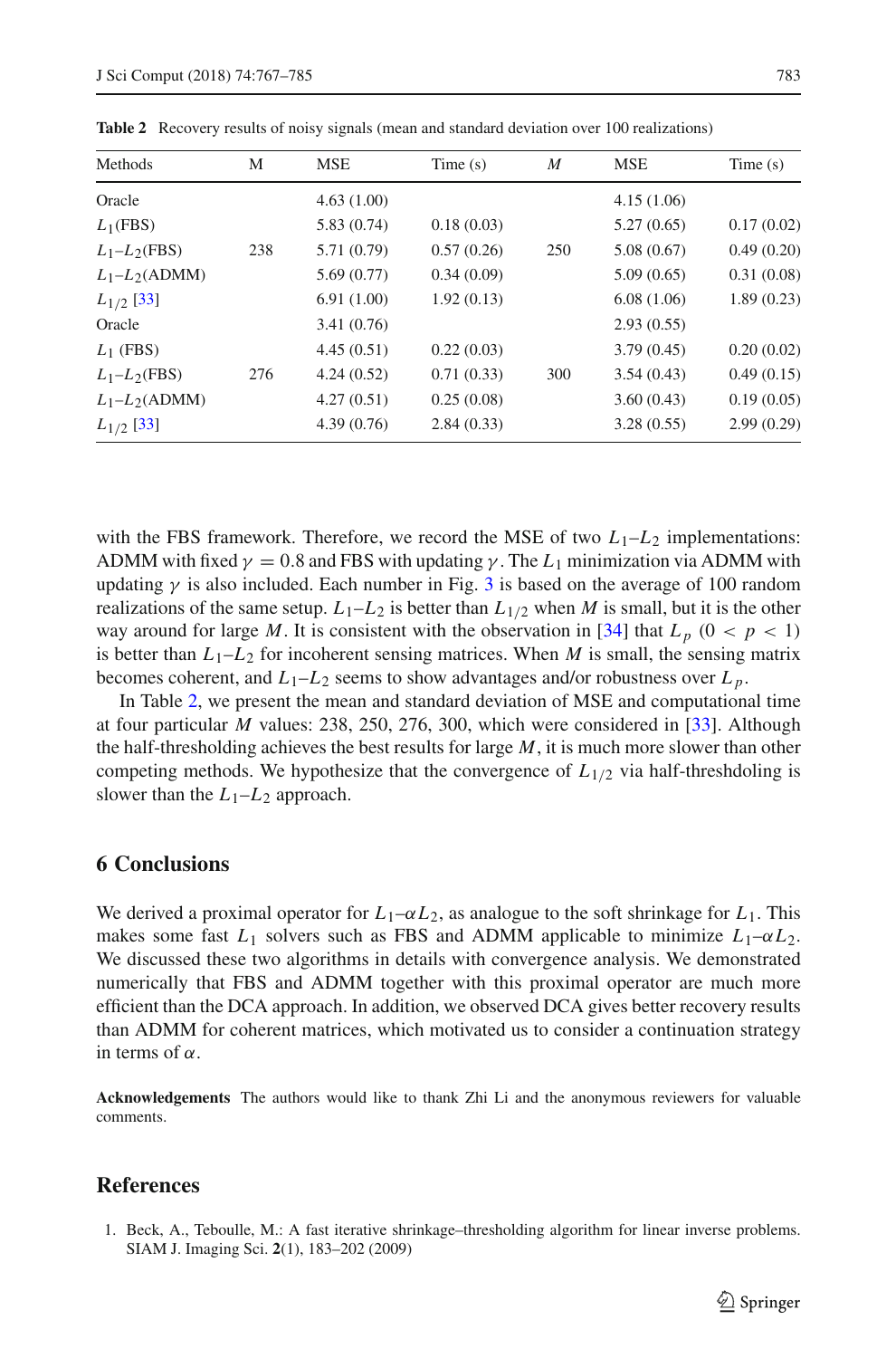**Table 2** Recovery results of noisy signals (mean and standard deviation over 100 realizations)

| Methods | M | MSE | Time (s) | $M$ | MSE | Time (s) |
|---|---|---|---|---|---|---|
| Oracle | | 4.63 (1.00) | | | 4.15 (1.06) | |
| $L_1$(FBS) | | 5.83 (0.74) | 0.18 (0.03) | | 5.27 (0.65) | 0.17 (0.02) |
| $L_1$–$L_2$(FBS) | 238 | 5.71 (0.79) | 0.57 (0.26) | 250 | 5.08 (0.67) | 0.49 (0.20) |
| $L_1$–$L_2$(ADMM) | | 5.69 (0.77) | 0.34 (0.09) | | 5.09 (0.65) | 0.31 (0.08) |
| $L_{1/2}$ [33] | | 6.91 (1.00) | 1.92 (0.13) | | 6.08 (1.06) | 1.89 (0.23) |
| Oracle | | 3.41 (0.76) | | | 2.93 (0.55) | |
| $L_1$ (FBS) | | 4.45 (0.51) | 0.22 (0.03) | | 3.79 (0.45) | 0.20 (0.02) |
| $L_1$–$L_2$(FBS) | 276 | 4.24 (0.52) | 0.71 (0.33) | 300 | 3.54 (0.43) | 0.49 (0.15) |
| $L_1$–$L_2$(ADMM) | | 4.27 (0.51) | 0.25 (0.08) | | 3.60 (0.43) | 0.19 (0.05) |
| $L_{1/2}$ [33] | | 4.39 (0.76) | 2.84 (0.33) | | 3.28 (0.55) | 2.99 (0.29) |

with the FBS framework. Therefore, we record the MSE of two $L_1$–$L_2$ implementations: ADMM with fixed $\gamma = 0.8$ and FBS with updating $\gamma$. The $L_1$ minimization via ADMM with updating $\gamma$ is also included. Each number in Fig. 3 is based on the average of 100 random realizations of the same setup. $L_1$–$L_2$ is better than $L_{1/2}$ when $M$ is small, but it is the other way around for large $M$. It is consistent with the observation in [34] that $L_p$ $(0 < p < 1)$ is better than $L_1$–$L_2$ for incoherent sensing matrices. When $M$ is small, the sensing matrix becomes coherent, and $L_1$–$L_2$ seems to show advantages and/or robustness over $L_p$.

In Table 2, we present the mean and standard deviation of MSE and computational time at four particular $M$ values: 238, 250, 276, 300, which were considered in [33]. Although the half-thresholding achieves the best results for large $M$, it is much more slower than other competing methods. We hypothesize that the convergence of $L_{1/2}$ via half-threshdoling is slower than the $L_1$–$L_2$ approach.

## 6 Conclusions

We derived a proximal operator for $L_1$–$\alpha L_2$, as analogue to the soft shrinkage for $L_1$. This makes some fast $L_1$ solvers such as FBS and ADMM applicable to minimize $L_1$–$\alpha L_2$. We discussed these two algorithms in details with convergence analysis. We demonstrated numerically that FBS and ADMM together with this proximal operator are much more efficient than the DCA approach. In addition, we observed DCA gives better recovery results than ADMM for coherent matrices, which motivated us to consider a continuation strategy in terms of $\alpha$.

**Acknowledgements** The authors would like to thank Zhi Li and the anonymous reviewers for valuable comments.

## References

1. Beck, A., Teboulle, M.: A fast iterative shrinkage–thresholding algorithm for linear inverse problems. SIAM J. Imaging Sci. **2**(1), 183–202 (2009)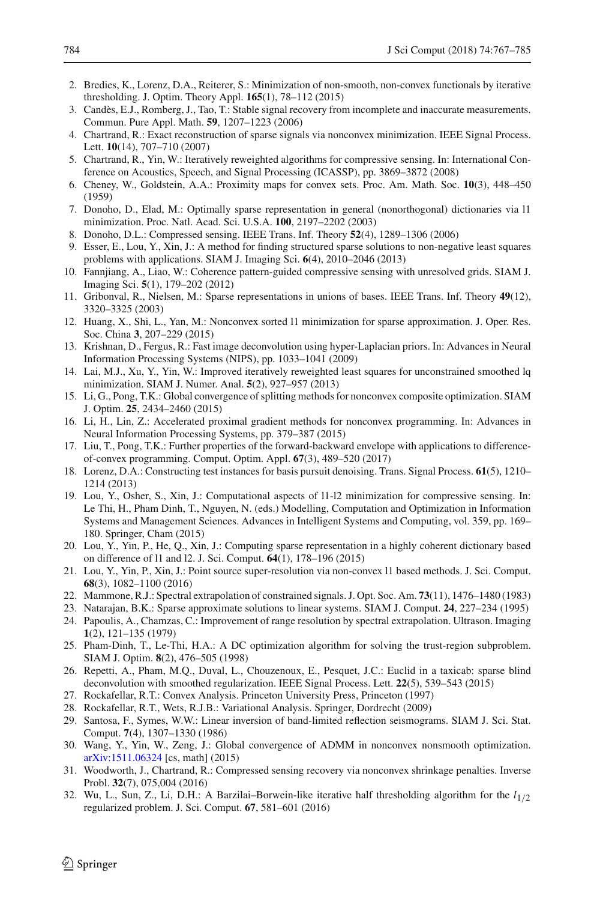2. Bredies, K., Lorenz, D.A., Reiterer, S.: Minimization of non-smooth, non-convex functionals by iterative thresholding. J. Optim. Theory Appl. **165**(1), 78–112 (2015)
3. Candès, E.J., Romberg, J., Tao, T.: Stable signal recovery from incomplete and inaccurate measurements. Commun. Pure Appl. Math. **59**, 1207–1223 (2006)
4. Chartrand, R.: Exact reconstruction of sparse signals via nonconvex minimization. IEEE Signal Process. Lett. **10**(14), 707–710 (2007)
5. Chartrand, R., Yin, W.: Iteratively reweighted algorithms for compressive sensing. In: International Conference on Acoustics, Speech, and Signal Processing (ICASSP), pp. 3869–3872 (2008)
6. Cheney, W., Goldstein, A.A.: Proximity maps for convex sets. Proc. Am. Math. Soc. **10**(3), 448–450 (1959)
7. Donoho, D., Elad, M.: Optimally sparse representation in general (nonorthogonal) dictionaries via l1 minimization. Proc. Natl. Acad. Sci. U.S.A. **100**, 2197–2202 (2003)
8. Donoho, D.L.: Compressed sensing. IEEE Trans. Inf. Theory **52**(4), 1289–1306 (2006)
9. Esser, E., Lou, Y., Xin, J.: A method for finding structured sparse solutions to non-negative least squares problems with applications. SIAM J. Imaging Sci. **6**(4), 2010–2046 (2013)
10. Fannjiang, A., Liao, W.: Coherence pattern-guided compressive sensing with unresolved grids. SIAM J. Imaging Sci. **5**(1), 179–202 (2012)
11. Gribonval, R., Nielsen, M.: Sparse representations in unions of bases. IEEE Trans. Inf. Theory **49**(12), 3320–3325 (2003)
12. Huang, X., Shi, L., Yan, M.: Nonconvex sorted l1 minimization for sparse approximation. J. Oper. Res. Soc. China **3**, 207–229 (2015)
13. Krishnan, D., Fergus, R.: Fast image deconvolution using hyper-Laplacian priors. In: Advances in Neural Information Processing Systems (NIPS), pp. 1033–1041 (2009)
14. Lai, M.J., Xu, Y., Yin, W.: Improved iteratively reweighted least squares for unconstrained smoothed lq minimization. SIAM J. Numer. Anal. **5**(2), 927–957 (2013)
15. Li, G., Pong, T.K.: Global convergence of splitting methods for nonconvex composite optimization. SIAM J. Optim. **25**, 2434–2460 (2015)
16. Li, H., Lin, Z.: Accelerated proximal gradient methods for nonconvex programming. In: Advances in Neural Information Processing Systems, pp. 379–387 (2015)
17. Liu, T., Pong, T.K.: Further properties of the forward-backward envelope with applications to difference-of-convex programming. Comput. Optim. Appl. **67**(3), 489–520 (2017)
18. Lorenz, D.A.: Constructing test instances for basis pursuit denoising. Trans. Signal Process. **61**(5), 1210–1214 (2013)
19. Lou, Y., Osher, S., Xin, J.: Computational aspects of l1-l2 minimization for compressive sensing. In: Le Thi, H., Pham Dinh, T., Nguyen, N. (eds.) Modelling, Computation and Optimization in Information Systems and Management Sciences. Advances in Intelligent Systems and Computing, vol. 359, pp. 169–180. Springer, Cham (2015)
20. Lou, Y., Yin, P., He, Q., Xin, J.: Computing sparse representation in a highly coherent dictionary based on difference of l1 and l2. J. Sci. Comput. **64**(1), 178–196 (2015)
21. Lou, Y., Yin, P., Xin, J.: Point source super-resolution via non-convex l1 based methods. J. Sci. Comput. **68**(3), 1082–1100 (2016)
22. Mammone, R.J.: Spectral extrapolation of constrained signals. J. Opt. Soc. Am. **73**(11), 1476–1480 (1983)
23. Natarajan, B.K.: Sparse approximate solutions to linear systems. SIAM J. Comput. **24**, 227–234 (1995)
24. Papoulis, A., Chamzas, C.: Improvement of range resolution by spectral extrapolation. Ultrason. Imaging **1**(2), 121–135 (1979)
25. Pham-Dinh, T., Le-Thi, H.A.: A DC optimization algorithm for solving the trust-region subproblem. SIAM J. Optim. **8**(2), 476–505 (1998)
26. Repetti, A., Pham, M.Q., Duval, L., Chouzenoux, E., Pesquet, J.C.: Euclid in a taxicab: sparse blind deconvolution with smoothed regularization. IEEE Signal Process. Lett. **22**(5), 539–543 (2015)
27. Rockafellar, R.T.: Convex Analysis. Princeton University Press, Princeton (1997)
28. Rockafellar, R.T., Wets, R.J.B.: Variational Analysis. Springer, Dordrecht (2009)
29. Santosa, F., Symes, W.W.: Linear inversion of band-limited reflection seismograms. SIAM J. Sci. Stat. Comput. **7**(4), 1307–1330 (1986)
30. Wang, Y., Yin, W., Zeng, J.: Global convergence of ADMM in nonconvex nonsmooth optimization. arXiv:1511.06324 [cs, math] (2015)
31. Woodworth, J., Chartrand, R.: Compressed sensing recovery via nonconvex shrinkage penalties. Inverse Probl. **32**(7), 075,004 (2016)
32. Wu, L., Sun, Z., Li, D.H.: A Barzilai–Borwein-like iterative half thresholding algorithm for the $l_{1/2}$ regularized problem. J. Sci. Comput. **67**, 581–601 (2016)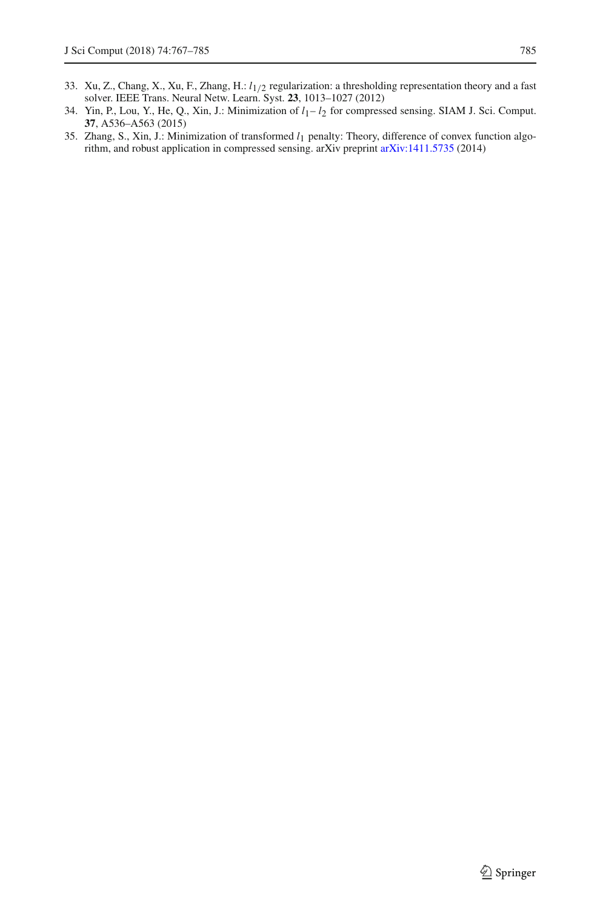33. Xu, Z., Chang, X., Xu, F., Zhang, H.: $l_{1/2}$ regularization: a thresholding representation theory and a fast solver. IEEE Trans. Neural Netw. Learn. Syst. **23**, 1013–1027 (2012)
34. Yin, P., Lou, Y., He, Q., Xin, J.: Minimization of $l_1 - l_2$ for compressed sensing. SIAM J. Sci. Comput. **37**, A536–A563 (2015)
35. Zhang, S., Xin, J.: Minimization of transformed $l_1$ penalty: Theory, difference of convex function algorithm, and robust application in compressed sensing. arXiv preprint arXiv:1411.5735 (2014)